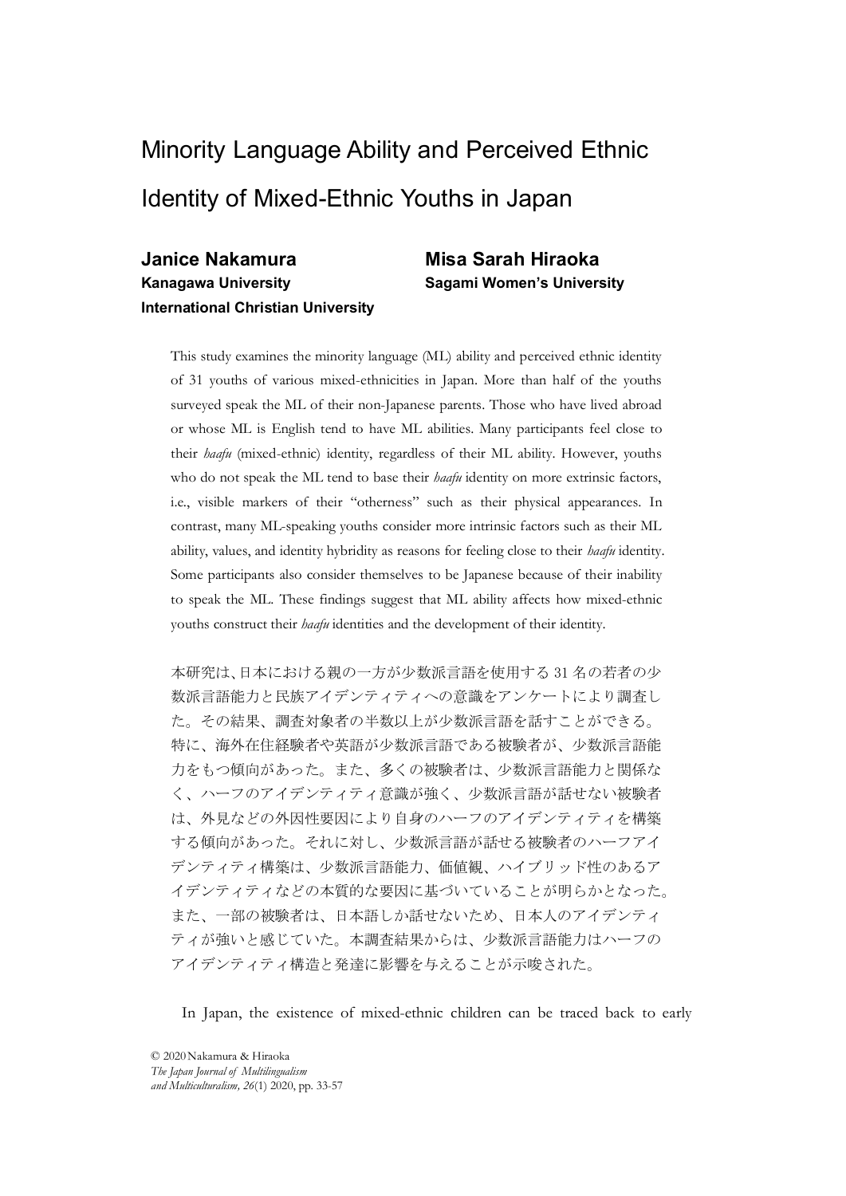# Minority Language Ability and Perceived Ethnic Identity of Mixed-Ethnic Youths in Japan

**Janice Nakamura**
**Kanagawa University**
**International Christian University**

**Misa Sarah Hiraoka**
**Sagami Women's University**

This study examines the minority language (ML) ability and perceived ethnic identity of 31 youths of various mixed-ethnicities in Japan. More than half of the youths surveyed speak the ML of their non-Japanese parents. Those who have lived abroad or whose ML is English tend to have ML abilities. Many participants feel close to their *haafu* (mixed-ethnic) identity, regardless of their ML ability. However, youths who do not speak the ML tend to base their *haafu* identity on more extrinsic factors, i.e., visible markers of their "otherness" such as their physical appearances. In contrast, many ML-speaking youths consider more intrinsic factors such as their ML ability, values, and identity hybridity as reasons for feeling close to their *haafu* identity. Some participants also consider themselves to be Japanese because of their inability to speak the ML. These findings suggest that ML ability affects how mixed-ethnic youths construct their *haafu* identities and the development of their identity.

本研究は、日本における親の一方が少数派言語を使用する 31 名の若者の少数派言語能力と民族アイデンティティへの意識をアンケートにより調査した。その結果、調査対象者の半数以上が少数派言語を話すことができる。特に、海外在住経験者や英語が少数派言語である被験者が、少数派言語能力をもつ傾向があった。また、多くの被験者は、少数派言語能力と関係なく、ハーフのアイデンティティ意識が強く、少数派言語が話せない被験者は、外見などの外因性要因により自身のハーフのアイデンティティを構築する傾向があった。それに対し、少数派言語が話せる被験者のハーフアイデンティティ構築は、少数派言語能力、価値観、ハイブリッド性のあるアイデンティティなどの本質的な要因に基づいていることが明らかとなった。また、一部の被験者は、日本語しか話せないため、日本人のアイデンティティが強いと感じていた。本調査結果からは、少数派言語能力はハーフのアイデンティティ構造と発達に影響を与えることが示唆された。

In Japan, the existence of mixed-ethnic children can be traced back to early

© 2020 Nakamura & Hiraoka
*The Japan Journal of Multilingualism and Multiculturalism, 26*(1) 2020, pp. 33-57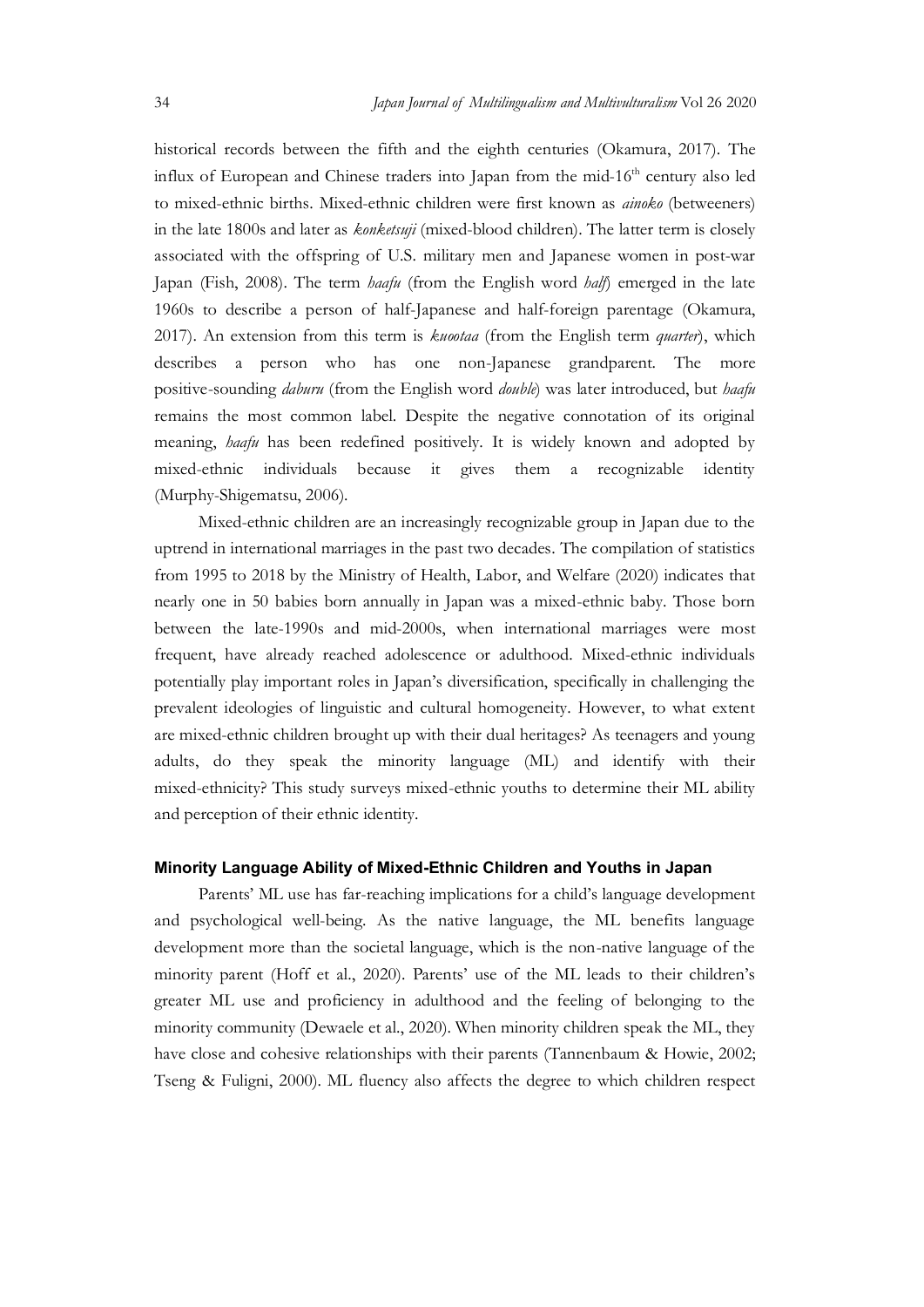historical records between the fifth and the eighth centuries (Okamura, 2017). The influx of European and Chinese traders into Japan from the mid-16th century also led to mixed-ethnic births. Mixed-ethnic children were first known as *ainoko* (betweeners) in the late 1800s and later as *konketsuji* (mixed-blood children). The latter term is closely associated with the offspring of U.S. military men and Japanese women in post-war Japan (Fish, 2008). The term *haafu* (from the English word *half*) emerged in the late 1960s to describe a person of half-Japanese and half-foreign parentage (Okamura, 2017). An extension from this term is *kuootaa* (from the English term *quarter*), which describes a person who has one non-Japanese grandparent. The more positive-sounding *daburu* (from the English word *double*) was later introduced, but *haafu* remains the most common label. Despite the negative connotation of its original meaning, *haafu* has been redefined positively. It is widely known and adopted by mixed-ethnic individuals because it gives them a recognizable identity (Murphy-Shigematsu, 2006).

Mixed-ethnic children are an increasingly recognizable group in Japan due to the uptrend in international marriages in the past two decades. The compilation of statistics from 1995 to 2018 by the Ministry of Health, Labor, and Welfare (2020) indicates that nearly one in 50 babies born annually in Japan was a mixed-ethnic baby. Those born between the late-1990s and mid-2000s, when international marriages were most frequent, have already reached adolescence or adulthood. Mixed-ethnic individuals potentially play important roles in Japan's diversification, specifically in challenging the prevalent ideologies of linguistic and cultural homogeneity. However, to what extent are mixed-ethnic children brought up with their dual heritages? As teenagers and young adults, do they speak the minority language (ML) and identify with their mixed-ethnicity? This study surveys mixed-ethnic youths to determine their ML ability and perception of their ethnic identity.

## Minority Language Ability of Mixed-Ethnic Children and Youths in Japan

Parents' ML use has far-reaching implications for a child's language development and psychological well-being. As the native language, the ML benefits language development more than the societal language, which is the non-native language of the minority parent (Hoff et al., 2020). Parents' use of the ML leads to their children's greater ML use and proficiency in adulthood and the feeling of belonging to the minority community (Dewaele et al., 2020). When minority children speak the ML, they have close and cohesive relationships with their parents (Tannenbaum & Howie, 2002; Tseng & Fuligni, 2000). ML fluency also affects the degree to which children respect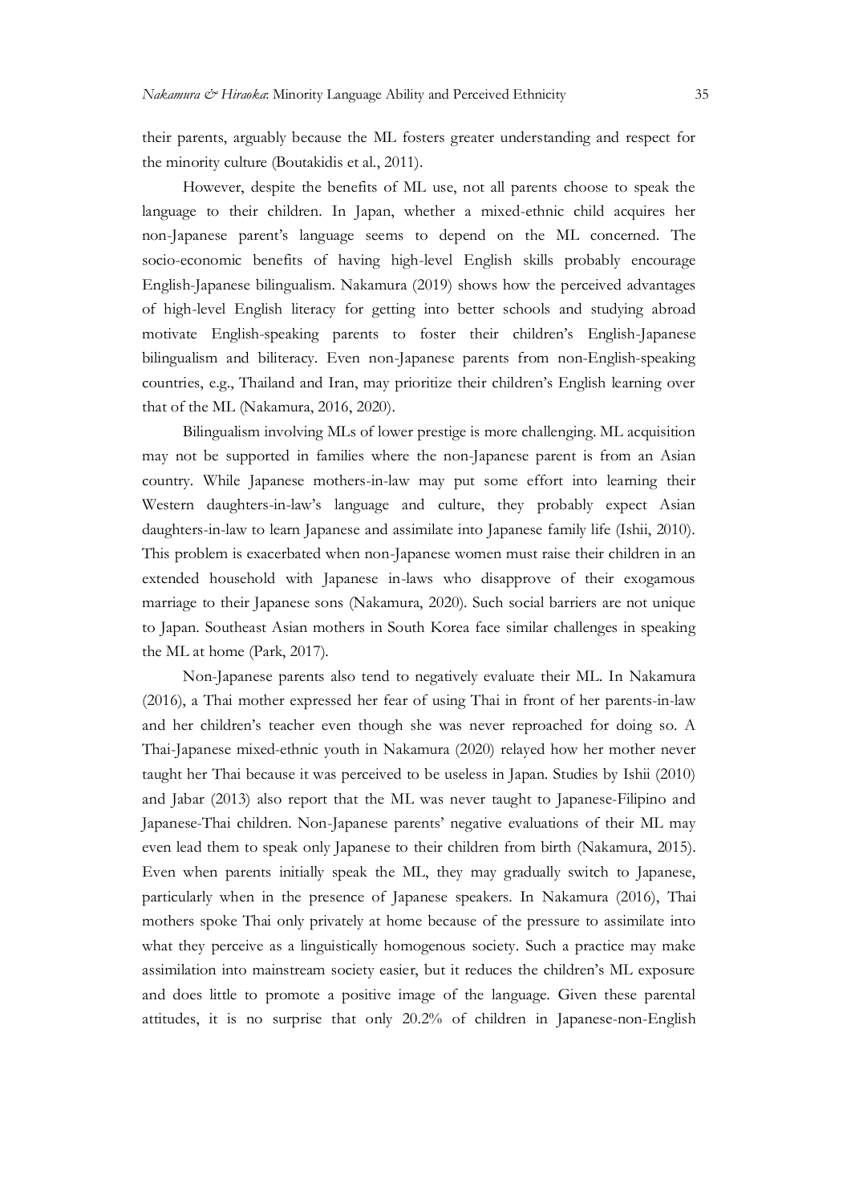their parents, arguably because the ML fosters greater understanding and respect for the minority culture (Boutakidis et al., 2011).

However, despite the benefits of ML use, not all parents choose to speak the language to their children. In Japan, whether a mixed-ethnic child acquires her non-Japanese parent's language seems to depend on the ML concerned. The socio-economic benefits of having high-level English skills probably encourage English-Japanese bilingualism. Nakamura (2019) shows how the perceived advantages of high-level English literacy for getting into better schools and studying abroad motivate English-speaking parents to foster their children's English-Japanese bilingualism and biliteracy. Even non-Japanese parents from non-English-speaking countries, e.g., Thailand and Iran, may prioritize their children's English learning over that of the ML (Nakamura, 2016, 2020).

Bilingualism involving MLs of lower prestige is more challenging. ML acquisition may not be supported in families where the non-Japanese parent is from an Asian country. While Japanese mothers-in-law may put some effort into learning their Western daughters-in-law's language and culture, they probably expect Asian daughters-in-law to learn Japanese and assimilate into Japanese family life (Ishii, 2010). This problem is exacerbated when non-Japanese women must raise their children in an extended household with Japanese in-laws who disapprove of their exogamous marriage to their Japanese sons (Nakamura, 2020). Such social barriers are not unique to Japan. Southeast Asian mothers in South Korea face similar challenges in speaking the ML at home (Park, 2017).

Non-Japanese parents also tend to negatively evaluate their ML. In Nakamura (2016), a Thai mother expressed her fear of using Thai in front of her parents-in-law and her children's teacher even though she was never reproached for doing so. A Thai-Japanese mixed-ethnic youth in Nakamura (2020) relayed how her mother never taught her Thai because it was perceived to be useless in Japan. Studies by Ishii (2010) and Jabar (2013) also report that the ML was never taught to Japanese-Filipino and Japanese-Thai children. Non-Japanese parents' negative evaluations of their ML may even lead them to speak only Japanese to their children from birth (Nakamura, 2015). Even when parents initially speak the ML, they may gradually switch to Japanese, particularly when in the presence of Japanese speakers. In Nakamura (2016), Thai mothers spoke Thai only privately at home because of the pressure to assimilate into what they perceive as a linguistically homogenous society. Such a practice may make assimilation into mainstream society easier, but it reduces the children's ML exposure and does little to promote a positive image of the language. Given these parental attitudes, it is no surprise that only 20.2% of children in Japanese-non-English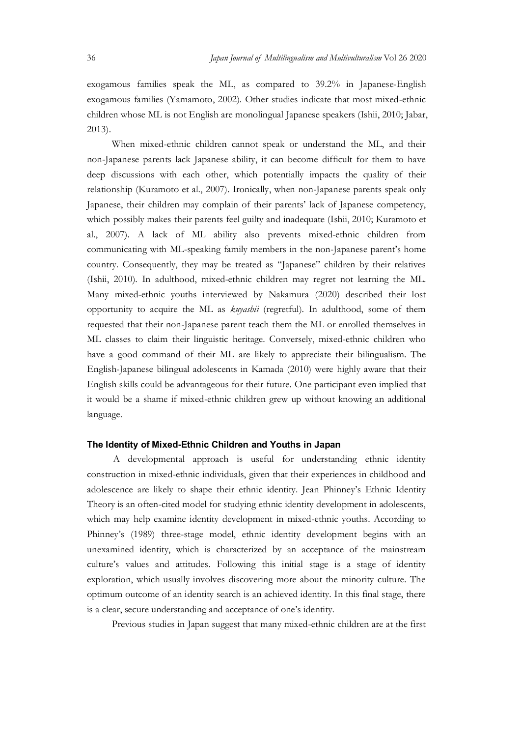exogamous families speak the ML, as compared to 39.2% in Japanese-English exogamous families (Yamamoto, 2002). Other studies indicate that most mixed-ethnic children whose ML is not English are monolingual Japanese speakers (Ishii, 2010; Jabar, 2013).

When mixed-ethnic children cannot speak or understand the ML, and their non-Japanese parents lack Japanese ability, it can become difficult for them to have deep discussions with each other, which potentially impacts the quality of their relationship (Kuramoto et al., 2007). Ironically, when non-Japanese parents speak only Japanese, their children may complain of their parents' lack of Japanese competency, which possibly makes their parents feel guilty and inadequate (Ishii, 2010; Kuramoto et al., 2007). A lack of ML ability also prevents mixed-ethnic children from communicating with ML-speaking family members in the non-Japanese parent's home country. Consequently, they may be treated as "Japanese" children by their relatives (Ishii, 2010). In adulthood, mixed-ethnic children may regret not learning the ML. Many mixed-ethnic youths interviewed by Nakamura (2020) described their lost opportunity to acquire the ML as *kuyashii* (regretful). In adulthood, some of them requested that their non-Japanese parent teach them the ML or enrolled themselves in ML classes to claim their linguistic heritage. Conversely, mixed-ethnic children who have a good command of their ML are likely to appreciate their bilingualism. The English-Japanese bilingual adolescents in Kamada (2010) were highly aware that their English skills could be advantageous for their future. One participant even implied that it would be a shame if mixed-ethnic children grew up without knowing an additional language.

### The Identity of Mixed-Ethnic Children and Youths in Japan

A developmental approach is useful for understanding ethnic identity construction in mixed-ethnic individuals, given that their experiences in childhood and adolescence are likely to shape their ethnic identity. Jean Phinney's Ethnic Identity Theory is an often-cited model for studying ethnic identity development in adolescents, which may help examine identity development in mixed-ethnic youths. According to Phinney's (1989) three-stage model, ethnic identity development begins with an unexamined identity, which is characterized by an acceptance of the mainstream culture's values and attitudes. Following this initial stage is a stage of identity exploration, which usually involves discovering more about the minority culture. The optimum outcome of an identity search is an achieved identity. In this final stage, there is a clear, secure understanding and acceptance of one's identity.

Previous studies in Japan suggest that many mixed-ethnic children are at the first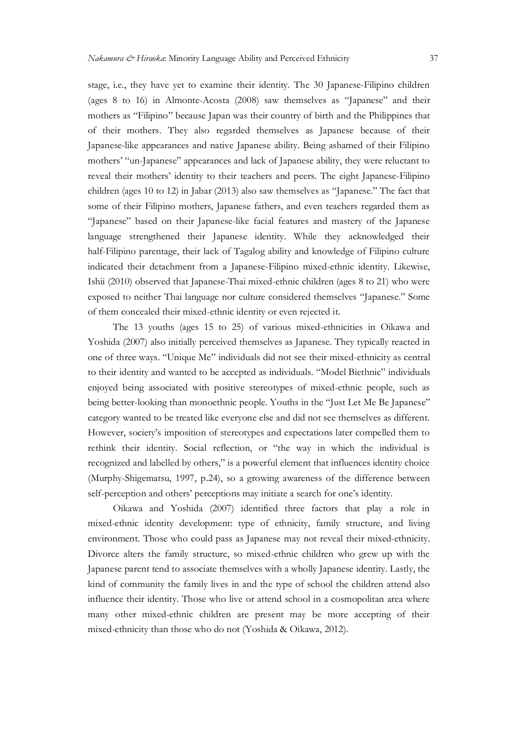stage, i.e., they have yet to examine their identity. The 30 Japanese-Filipino children (ages 8 to 16) in Almonte-Acosta (2008) saw themselves as "Japanese" and their mothers as "Filipino" because Japan was their country of birth and the Philippines that of their mothers. They also regarded themselves as Japanese because of their Japanese-like appearances and native Japanese ability. Being ashamed of their Filipino mothers' "un-Japanese" appearances and lack of Japanese ability, they were reluctant to reveal their mothers' identity to their teachers and peers. The eight Japanese-Filipino children (ages 10 to 12) in Jabar (2013) also saw themselves as "Japanese." The fact that some of their Filipino mothers, Japanese fathers, and even teachers regarded them as "Japanese" based on their Japanese-like facial features and mastery of the Japanese language strengthened their Japanese identity. While they acknowledged their half-Filipino parentage, their lack of Tagalog ability and knowledge of Filipino culture indicated their detachment from a Japanese-Filipino mixed-ethnic identity. Likewise, Ishii (2010) observed that Japanese-Thai mixed-ethnic children (ages 8 to 21) who were exposed to neither Thai language nor culture considered themselves "Japanese." Some of them concealed their mixed-ethnic identity or even rejected it.

The 13 youths (ages 15 to 25) of various mixed-ethnicities in Oikawa and Yoshida (2007) also initially perceived themselves as Japanese. They typically reacted in one of three ways. "Unique Me" individuals did not see their mixed-ethnicity as central to their identity and wanted to be accepted as individuals. "Model Biethnic" individuals enjoyed being associated with positive stereotypes of mixed-ethnic people, such as being better-looking than monoethnic people. Youths in the "Just Let Me Be Japanese" category wanted to be treated like everyone else and did not see themselves as different. However, society's imposition of stereotypes and expectations later compelled them to rethink their identity. Social reflection, or "the way in which the individual is recognized and labelled by others," is a powerful element that influences identity choice (Murphy-Shigematsu, 1997, p.24), so a growing awareness of the difference between self-perception and others' perceptions may initiate a search for one's identity.

Oikawa and Yoshida (2007) identified three factors that play a role in mixed-ethnic identity development: type of ethnicity, family structure, and living environment. Those who could pass as Japanese may not reveal their mixed-ethnicity. Divorce alters the family structure, so mixed-ethnic children who grew up with the Japanese parent tend to associate themselves with a wholly Japanese identity. Lastly, the kind of community the family lives in and the type of school the children attend also influence their identity. Those who live or attend school in a cosmopolitan area where many other mixed-ethnic children are present may be more accepting of their mixed-ethnicity than those who do not (Yoshida & Oikawa, 2012).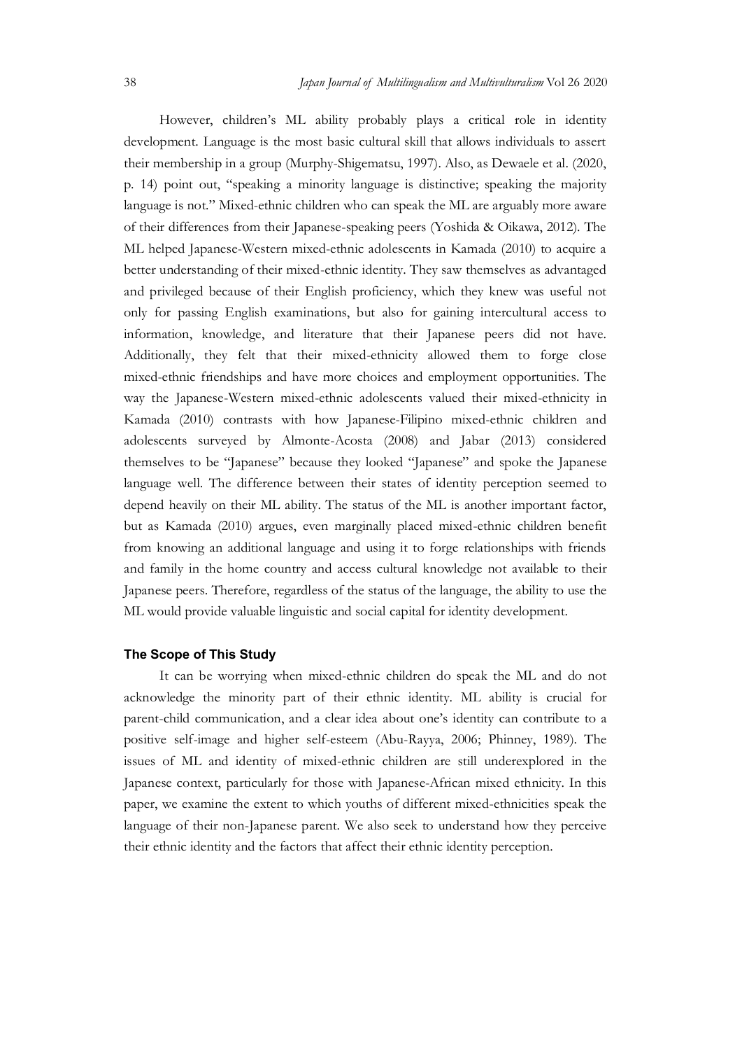However, children's ML ability probably plays a critical role in identity development. Language is the most basic cultural skill that allows individuals to assert their membership in a group (Murphy-Shigematsu, 1997). Also, as Dewaele et al. (2020, p. 14) point out, "speaking a minority language is distinctive; speaking the majority language is not." Mixed-ethnic children who can speak the ML are arguably more aware of their differences from their Japanese-speaking peers (Yoshida & Oikawa, 2012). The ML helped Japanese-Western mixed-ethnic adolescents in Kamada (2010) to acquire a better understanding of their mixed-ethnic identity. They saw themselves as advantaged and privileged because of their English proficiency, which they knew was useful not only for passing English examinations, but also for gaining intercultural access to information, knowledge, and literature that their Japanese peers did not have. Additionally, they felt that their mixed-ethnicity allowed them to forge close mixed-ethnic friendships and have more choices and employment opportunities. The way the Japanese-Western mixed-ethnic adolescents valued their mixed-ethnicity in Kamada (2010) contrasts with how Japanese-Filipino mixed-ethnic children and adolescents surveyed by Almonte-Acosta (2008) and Jabar (2013) considered themselves to be "Japanese" because they looked "Japanese" and spoke the Japanese language well. The difference between their states of identity perception seemed to depend heavily on their ML ability. The status of the ML is another important factor, but as Kamada (2010) argues, even marginally placed mixed-ethnic children benefit from knowing an additional language and using it to forge relationships with friends and family in the home country and access cultural knowledge not available to their Japanese peers. Therefore, regardless of the status of the language, the ability to use the ML would provide valuable linguistic and social capital for identity development.

### The Scope of This Study

It can be worrying when mixed-ethnic children do speak the ML and do not acknowledge the minority part of their ethnic identity. ML ability is crucial for parent-child communication, and a clear idea about one's identity can contribute to a positive self-image and higher self-esteem (Abu-Rayya, 2006; Phinney, 1989). The issues of ML and identity of mixed-ethnic children are still underexplored in the Japanese context, particularly for those with Japanese-African mixed ethnicity. In this paper, we examine the extent to which youths of different mixed-ethnicities speak the language of their non-Japanese parent. We also seek to understand how they perceive their ethnic identity and the factors that affect their ethnic identity perception.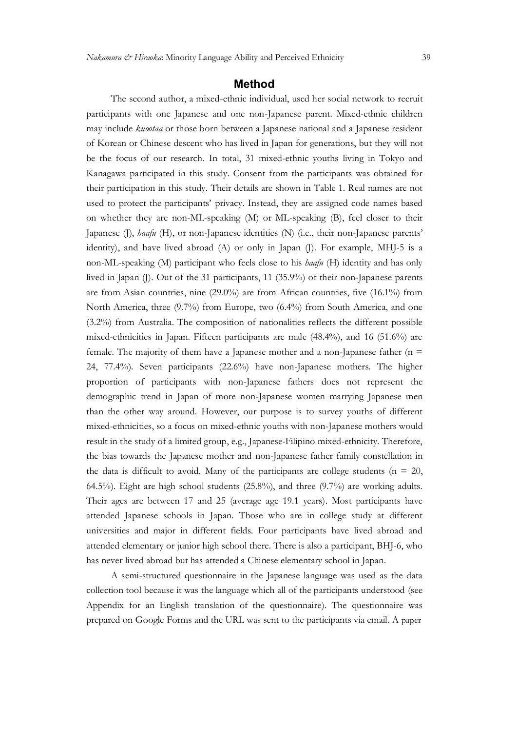## Method

The second author, a mixed-ethnic individual, used her social network to recruit participants with one Japanese and one non-Japanese parent. Mixed-ethnic children may include *kuootaa* or those born between a Japanese national and a Japanese resident of Korean or Chinese descent who has lived in Japan for generations, but they will not be the focus of our research. In total, 31 mixed-ethnic youths living in Tokyo and Kanagawa participated in this study. Consent from the participants was obtained for their participation in this study. Their details are shown in Table 1. Real names are not used to protect the participants' privacy. Instead, they are assigned code names based on whether they are non-ML-speaking (M) or ML-speaking (B), feel closer to their Japanese (J), *haafu* (H), or non-Japanese identities (N) (i.e., their non-Japanese parents' identity), and have lived abroad (A) or only in Japan (J). For example, MHJ-5 is a non-ML-speaking (M) participant who feels close to his *haafu* (H) identity and has only lived in Japan (J). Out of the 31 participants, 11 (35.9%) of their non-Japanese parents are from Asian countries, nine (29.0%) are from African countries, five (16.1%) from North America, three (9.7%) from Europe, two (6.4%) from South America, and one (3.2%) from Australia. The composition of nationalities reflects the different possible mixed-ethnicities in Japan. Fifteen participants are male (48.4%), and 16 (51.6%) are female. The majority of them have a Japanese mother and a non-Japanese father (n = 24, 77.4%). Seven participants (22.6%) have non-Japanese mothers. The higher proportion of participants with non-Japanese fathers does not represent the demographic trend in Japan of more non-Japanese women marrying Japanese men than the other way around. However, our purpose is to survey youths of different mixed-ethnicities, so a focus on mixed-ethnic youths with non-Japanese mothers would result in the study of a limited group, e.g., Japanese-Filipino mixed-ethnicity. Therefore, the bias towards the Japanese mother and non-Japanese father family constellation in the data is difficult to avoid. Many of the participants are college students (n = 20, 64.5%). Eight are high school students (25.8%), and three (9.7%) are working adults. Their ages are between 17 and 25 (average age 19.1 years). Most participants have attended Japanese schools in Japan. Those who are in college study at different universities and major in different fields. Four participants have lived abroad and attended elementary or junior high school there. There is also a participant, BHJ-6, who has never lived abroad but has attended a Chinese elementary school in Japan.

A semi-structured questionnaire in the Japanese language was used as the data collection tool because it was the language which all of the participants understood (see Appendix for an English translation of the questionnaire). The questionnaire was prepared on Google Forms and the URL was sent to the participants via email. A paper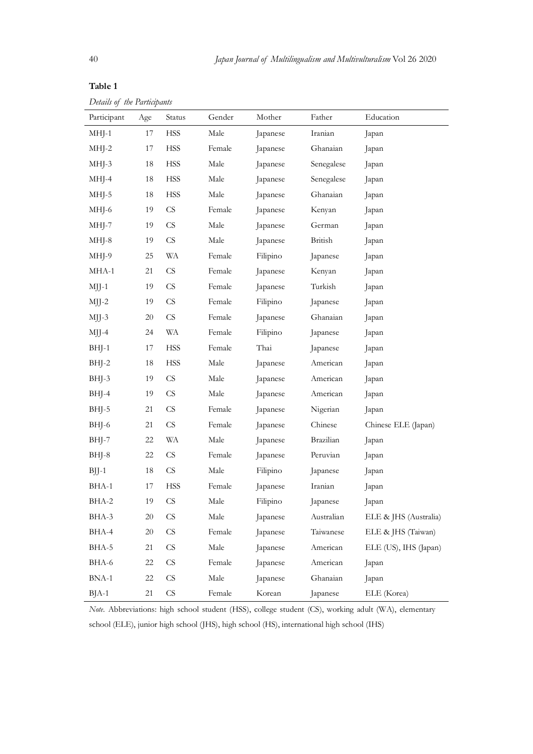**Table 1**

*Details of the Participants*

| Participant | Age | Status | Gender | Mother | Father | Education |
|---|---|---|---|---|---|---|
| MHJ-1 | 17 | HSS | Male | Japanese | Iranian | Japan |
| MHJ-2 | 17 | HSS | Female | Japanese | Ghanaian | Japan |
| MHJ-3 | 18 | HSS | Male | Japanese | Senegalese | Japan |
| MHJ-4 | 18 | HSS | Male | Japanese | Senegalese | Japan |
| MHJ-5 | 18 | HSS | Male | Japanese | Ghanaian | Japan |
| MHJ-6 | 19 | CS | Female | Japanese | Kenyan | Japan |
| MHJ-7 | 19 | CS | Male | Japanese | German | Japan |
| MHJ-8 | 19 | CS | Male | Japanese | British | Japan |
| MHJ-9 | 25 | WA | Female | Filipino | Japanese | Japan |
| MHA-1 | 21 | CS | Female | Japanese | Kenyan | Japan |
| MJJ-1 | 19 | CS | Female | Japanese | Turkish | Japan |
| MJJ-2 | 19 | CS | Female | Filipino | Japanese | Japan |
| MJJ-3 | 20 | CS | Female | Japanese | Ghanaian | Japan |
| MJJ-4 | 24 | WA | Female | Filipino | Japanese | Japan |
| BHJ-1 | 17 | HSS | Female | Thai | Japanese | Japan |
| BHJ-2 | 18 | HSS | Male | Japanese | American | Japan |
| BHJ-3 | 19 | CS | Male | Japanese | American | Japan |
| BHJ-4 | 19 | CS | Male | Japanese | American | Japan |
| BHJ-5 | 21 | CS | Female | Japanese | Nigerian | Japan |
| BHJ-6 | 21 | CS | Female | Japanese | Chinese | Chinese ELE (Japan) |
| BHJ-7 | 22 | WA | Male | Japanese | Brazilian | Japan |
| BHJ-8 | 22 | CS | Female | Japanese | Peruvian | Japan |
| BJJ-1 | 18 | CS | Male | Filipino | Japanese | Japan |
| BHA-1 | 17 | HSS | Female | Japanese | Iranian | Japan |
| BHA-2 | 19 | CS | Male | Filipino | Japanese | Japan |
| BHA-3 | 20 | CS | Male | Japanese | Australian | ELE & JHS (Australia) |
| BHA-4 | 20 | CS | Female | Japanese | Taiwanese | ELE & JHS (Taiwan) |
| BHA-5 | 21 | CS | Male | Japanese | American | ELE (US), IHS (Japan) |
| BHA-6 | 22 | CS | Female | Japanese | American | Japan |
| BNA-1 | 22 | CS | Male | Japanese | Ghanaian | Japan |
| BJA-1 | 21 | CS | Female | Korean | Japanese | ELE (Korea) |

*Note*. Abbreviations: high school student (HSS), college student (CS), working adult (WA), elementary school (ELE), junior high school (JHS), high school (HS), international high school (IHS)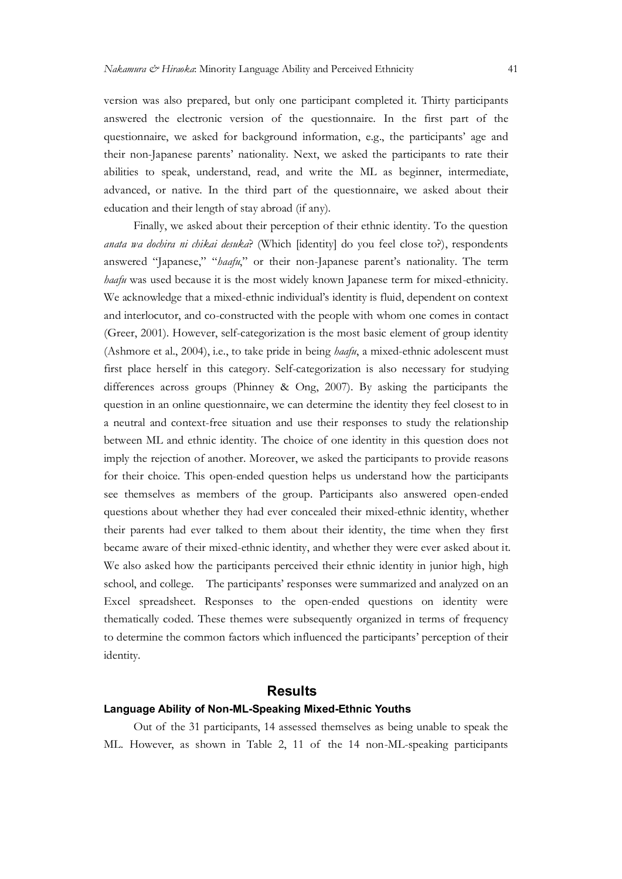version was also prepared, but only one participant completed it. Thirty participants answered the electronic version of the questionnaire. In the first part of the questionnaire, we asked for background information, e.g., the participants' age and their non-Japanese parents' nationality. Next, we asked the participants to rate their abilities to speak, understand, read, and write the ML as beginner, intermediate, advanced, or native. In the third part of the questionnaire, we asked about their education and their length of stay abroad (if any).

Finally, we asked about their perception of their ethnic identity. To the question *anata wa dochira ni chikai desuka*? (Which [identity] do you feel close to?), respondents answered "Japanese," "*haafu*," or their non-Japanese parent's nationality. The term *haafu* was used because it is the most widely known Japanese term for mixed-ethnicity. We acknowledge that a mixed-ethnic individual's identity is fluid, dependent on context and interlocutor, and co-constructed with the people with whom one comes in contact (Greer, 2001). However, self-categorization is the most basic element of group identity (Ashmore et al., 2004), i.e., to take pride in being *haafu*, a mixed-ethnic adolescent must first place herself in this category. Self-categorization is also necessary for studying differences across groups (Phinney & Ong, 2007). By asking the participants the question in an online questionnaire, we can determine the identity they feel closest to in a neutral and context-free situation and use their responses to study the relationship between ML and ethnic identity. The choice of one identity in this question does not imply the rejection of another. Moreover, we asked the participants to provide reasons for their choice. This open-ended question helps us understand how the participants see themselves as members of the group. Participants also answered open-ended questions about whether they had ever concealed their mixed-ethnic identity, whether their parents had ever talked to them about their identity, the time when they first became aware of their mixed-ethnic identity, and whether they were ever asked about it. We also asked how the participants perceived their ethnic identity in junior high, high school, and college. The participants' responses were summarized and analyzed on an Excel spreadsheet. Responses to the open-ended questions on identity were thematically coded. These themes were subsequently organized in terms of frequency to determine the common factors which influenced the participants' perception of their identity.

## Results

### Language Ability of Non-ML-Speaking Mixed-Ethnic Youths

Out of the 31 participants, 14 assessed themselves as being unable to speak the ML. However, as shown in Table 2, 11 of the 14 non-ML-speaking participants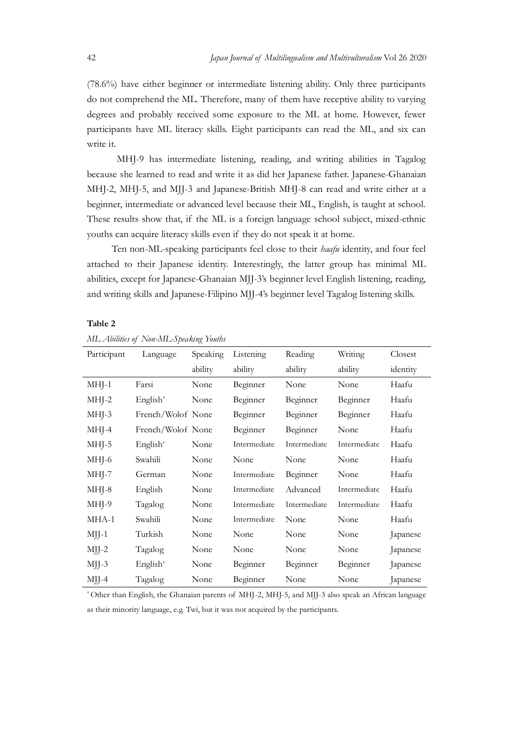(78.6%) have either beginner or intermediate listening ability. Only three participants do not comprehend the ML. Therefore, many of them have receptive ability to varying degrees and probably received some exposure to the ML at home. However, fewer participants have ML literacy skills. Eight participants can read the ML, and six can write it.

MHJ-9 has intermediate listening, reading, and writing abilities in Tagalog because she learned to read and write it as did her Japanese father. Japanese-Ghanaian MHJ-2, MHJ-5, and MJJ-3 and Japanese-British MHJ-8 can read and write either at a beginner, intermediate or advanced level because their ML, English, is taught at school. These results show that, if the ML is a foreign language school subject, mixed-ethnic youths can acquire literacy skills even if they do not speak it at home.

Ten non-ML-speaking participants feel close to their *haafu* identity, and four feel attached to their Japanese identity. Interestingly, the latter group has minimal ML abilities, except for Japanese-Ghanaian MJJ-3's beginner level English listening, reading, and writing skills and Japanese-Filipino MJJ-4's beginner level Tagalog listening skills.

**Table 2**

*ML Abilities of Non-ML-Speaking Youths*

| Participant | Language | Speaking ability | Listening ability | Reading ability | Writing ability | Closest identity |
|---|---|---|---|---|---|---|
| MHJ-1 | Farsi | None | Beginner | None | None | Haafu |
| MHJ-2 | English* | None | Beginner | Beginner | Beginner | Haafu |
| MHJ-3 | French/Wolof | None | Beginner | Beginner | Beginner | Haafu |
| MHJ-4 | French/Wolof | None | Beginner | Beginner | None | Haafu |
| MHJ-5 | English* | None | Intermediate | Intermediate | Intermediate | Haafu |
| MHJ-6 | Swahili | None | None | None | None | Haafu |
| MHJ-7 | German | None | Intermediate | Beginner | None | Haafu |
| MHJ-8 | English | None | Intermediate | Advanced | Intermediate | Haafu |
| MHJ-9 | Tagalog | None | Intermediate | Intermediate | Intermediate | Haafu |
| MHA-1 | Swahili | None | Intermediate | None | None | Haafu |
| MJJ-1 | Turkish | None | None | None | None | Japanese |
| MJJ-2 | Tagalog | None | None | None | None | Japanese |
| MJJ-3 | English* | None | Beginner | Beginner | Beginner | Japanese |
| MJJ-4 | Tagalog | None | Beginner | None | None | Japanese |

* Other than English, the Ghanaian parents of MHJ-2, MHJ-5, and MJJ-3 also speak an African language as their minority language, e.g. Twi, but it was not acquired by the participants.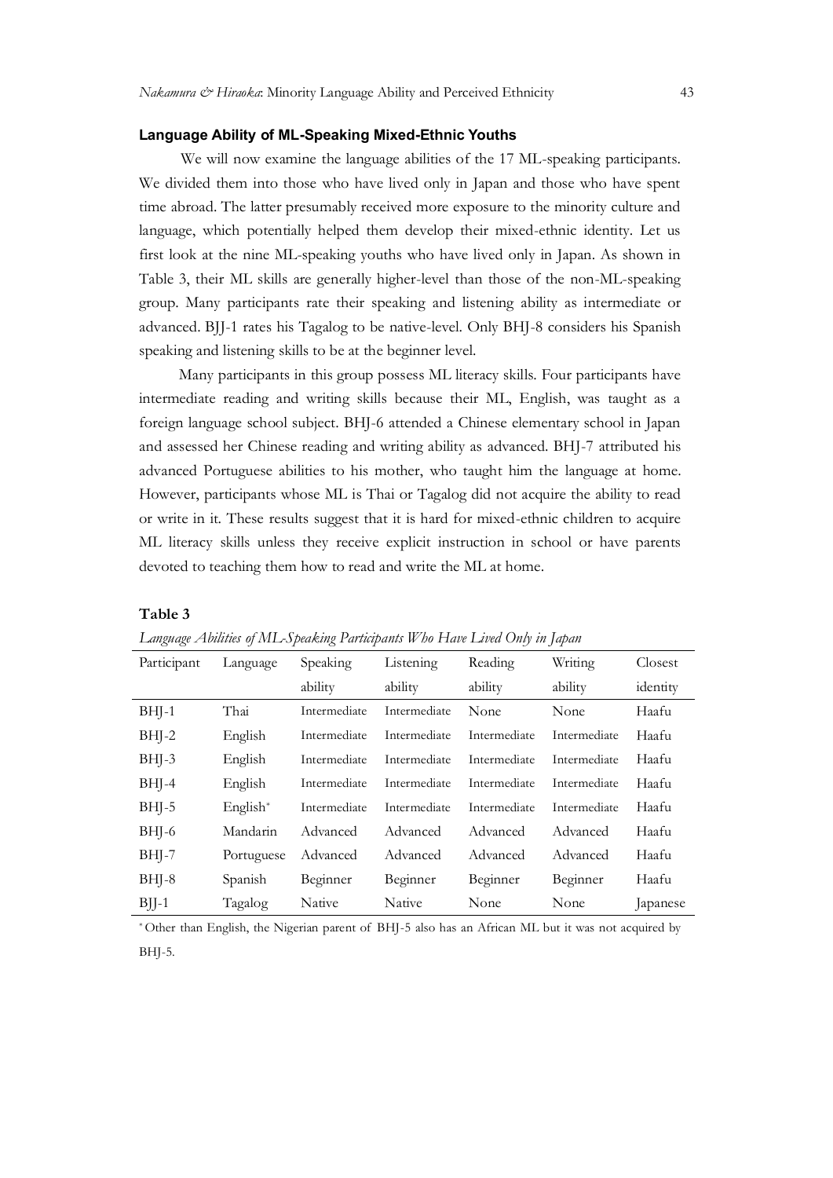### Language Ability of ML-Speaking Mixed-Ethnic Youths

We will now examine the language abilities of the 17 ML-speaking participants. We divided them into those who have lived only in Japan and those who have spent time abroad. The latter presumably received more exposure to the minority culture and language, which potentially helped them develop their mixed-ethnic identity. Let us first look at the nine ML-speaking youths who have lived only in Japan. As shown in Table 3, their ML skills are generally higher-level than those of the non-ML-speaking group. Many participants rate their speaking and listening ability as intermediate or advanced. BJJ-1 rates his Tagalog to be native-level. Only BHJ-8 considers his Spanish speaking and listening skills to be at the beginner level.

Many participants in this group possess ML literacy skills. Four participants have intermediate reading and writing skills because their ML, English, was taught as a foreign language school subject. BHJ-6 attended a Chinese elementary school in Japan and assessed her Chinese reading and writing ability as advanced. BHJ-7 attributed his advanced Portuguese abilities to his mother, who taught him the language at home. However, participants whose ML is Thai or Tagalog did not acquire the ability to read or write in it. These results suggest that it is hard for mixed-ethnic children to acquire ML literacy skills unless they receive explicit instruction in school or have parents devoted to teaching them how to read and write the ML at home.

**Table 3**

*Language Abilities of ML-Speaking Participants Who Have Lived Only in Japan*

| Participant | Language | Speaking ability | Listening ability | Reading ability | Writing ability | Closest identity |
|---|---|---|---|---|---|---|
| BHJ-1 | Thai | Intermediate | Intermediate | None | None | Haafu |
| BHJ-2 | English | Intermediate | Intermediate | Intermediate | Intermediate | Haafu |
| BHJ-3 | English | Intermediate | Intermediate | Intermediate | Intermediate | Haafu |
| BHJ-4 | English | Intermediate | Intermediate | Intermediate | Intermediate | Haafu |
| BHJ-5 | English* | Intermediate | Intermediate | Intermediate | Intermediate | Haafu |
| BHJ-6 | Mandarin | Advanced | Advanced | Advanced | Advanced | Haafu |
| BHJ-7 | Portuguese | Advanced | Advanced | Advanced | Advanced | Haafu |
| BHJ-8 | Spanish | Beginner | Beginner | Beginner | Beginner | Haafu |
| BJJ-1 | Tagalog | Native | Native | None | None | Japanese |

* Other than English, the Nigerian parent of BHJ-5 also has an African ML but it was not acquired by BHJ-5.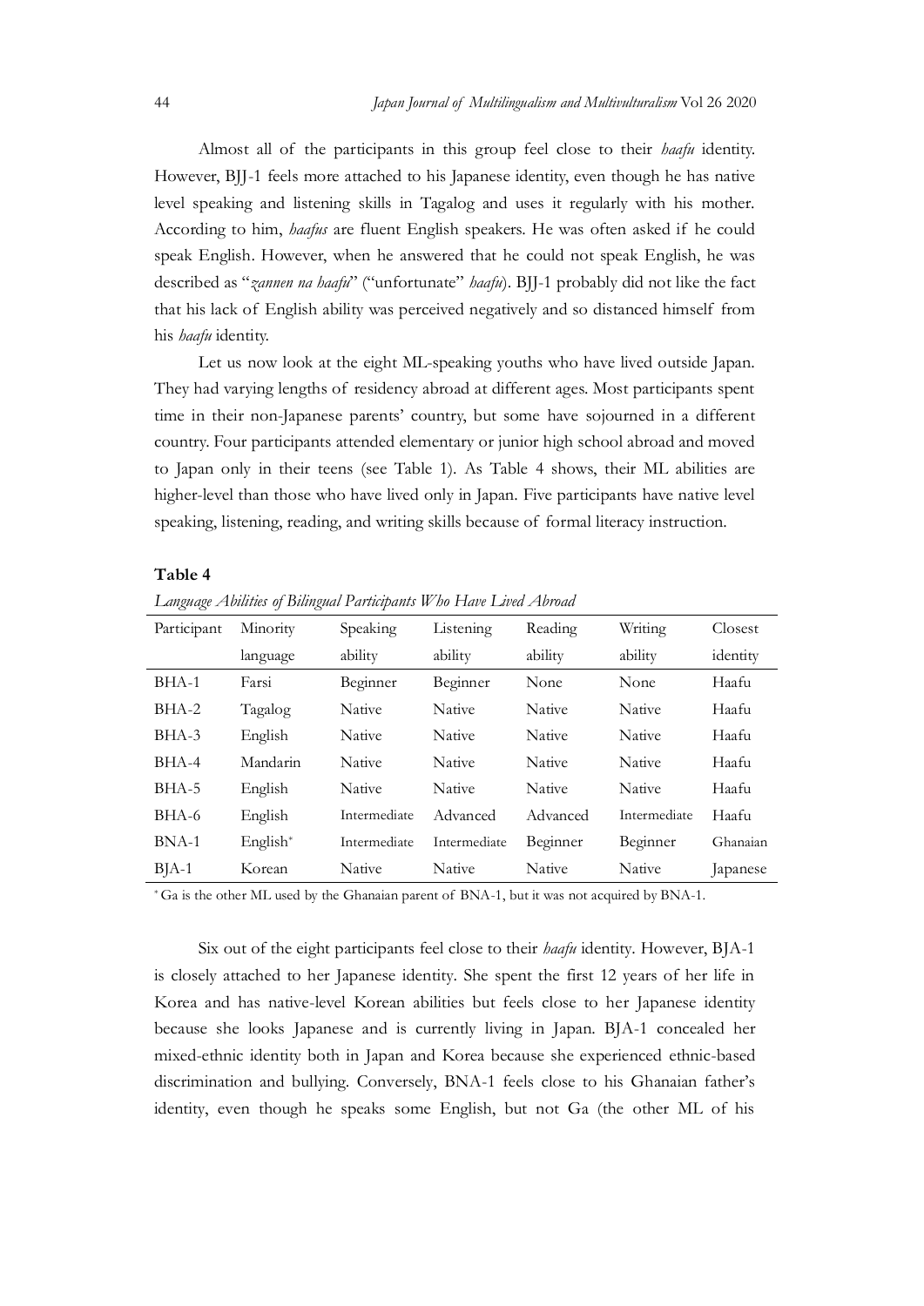Almost all of the participants in this group feel close to their *haafu* identity. However, BJJ-1 feels more attached to his Japanese identity, even though he has native level speaking and listening skills in Tagalog and uses it regularly with his mother. According to him, *haafus* are fluent English speakers. He was often asked if he could speak English. However, when he answered that he could not speak English, he was described as "*zannen na haafu*" ("unfortunate" *haafu*). BJJ-1 probably did not like the fact that his lack of English ability was perceived negatively and so distanced himself from his *haafu* identity.

Let us now look at the eight ML-speaking youths who have lived outside Japan. They had varying lengths of residency abroad at different ages. Most participants spent time in their non-Japanese parents' country, but some have sojourned in a different country. Four participants attended elementary or junior high school abroad and moved to Japan only in their teens (see Table 1). As Table 4 shows, their ML abilities are higher-level than those who have lived only in Japan. Five participants have native level speaking, listening, reading, and writing skills because of formal literacy instruction.

**Table 4**

*Language Abilities of Bilingual Participants Who Have Lived Abroad*

| Participant | Minority language | Speaking ability | Listening ability | Reading ability | Writing ability | Closest identity |
|---|---|---|---|---|---|---|
| BHA-1 | Farsi | Beginner | Beginner | None | None | Haafu |
| BHA-2 | Tagalog | Native | Native | Native | Native | Haafu |
| BHA-3 | English | Native | Native | Native | Native | Haafu |
| BHA-4 | Mandarin | Native | Native | Native | Native | Haafu |
| BHA-5 | English | Native | Native | Native | Native | Haafu |
| BHA-6 | English | Intermediate | Advanced | Advanced | Intermediate | Haafu |
| BNA-1 | English* | Intermediate | Intermediate | Beginner | Beginner | Ghanaian |
| BJA-1 | Korean | Native | Native | Native | Native | Japanese |

* Ga is the other ML used by the Ghanaian parent of BNA-1, but it was not acquired by BNA-1.

Six out of the eight participants feel close to their *haafu* identity. However, BJA-1 is closely attached to her Japanese identity. She spent the first 12 years of her life in Korea and has native-level Korean abilities but feels close to her Japanese identity because she looks Japanese and is currently living in Japan. BJA-1 concealed her mixed-ethnic identity both in Japan and Korea because she experienced ethnic-based discrimination and bullying. Conversely, BNA-1 feels close to his Ghanaian father's identity, even though he speaks some English, but not Ga (the other ML of his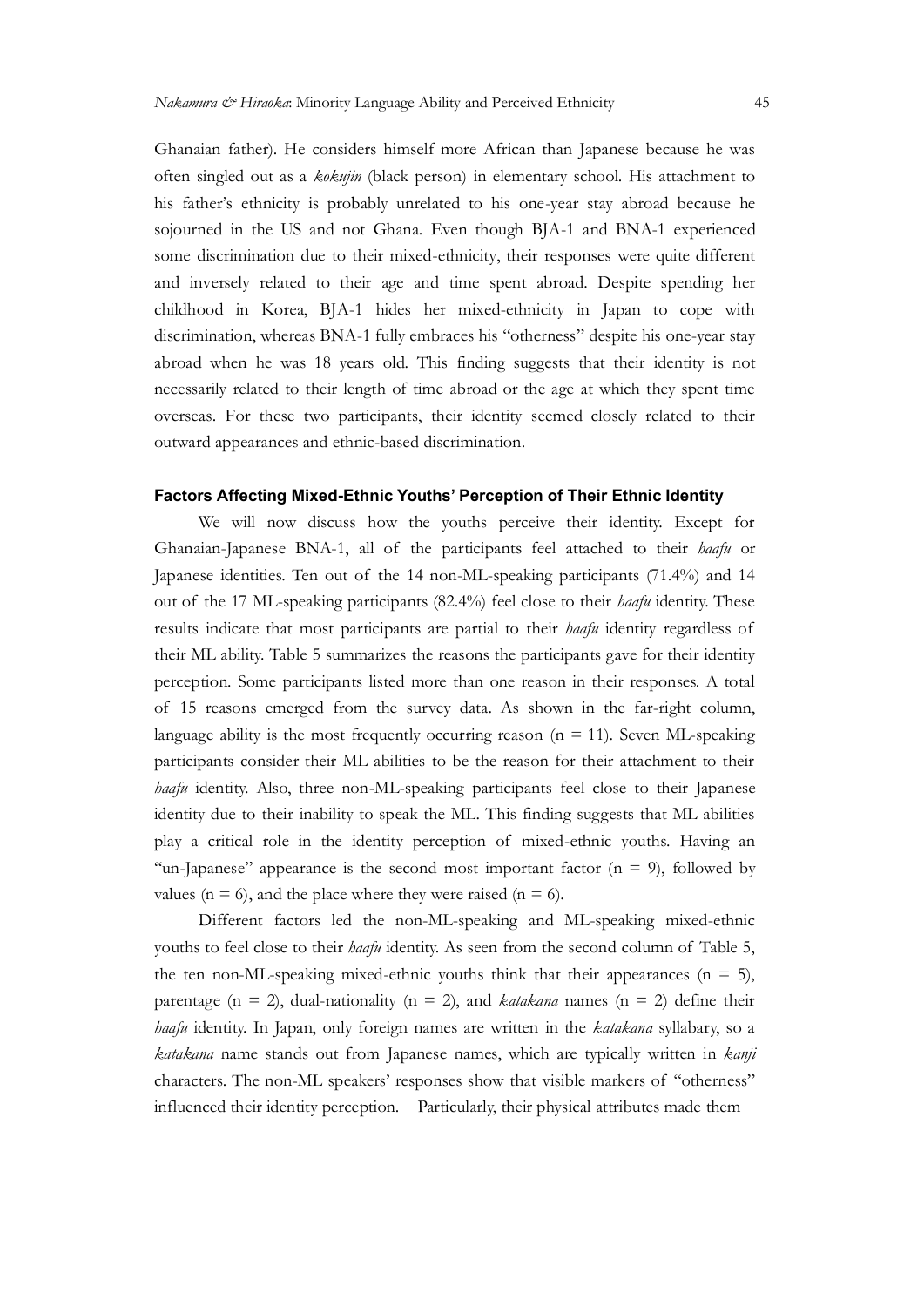Ghanaian father). He considers himself more African than Japanese because he was often singled out as a *kokujin* (black person) in elementary school. His attachment to his father's ethnicity is probably unrelated to his one-year stay abroad because he sojourned in the US and not Ghana. Even though BJA-1 and BNA-1 experienced some discrimination due to their mixed-ethnicity, their responses were quite different and inversely related to their age and time spent abroad. Despite spending her childhood in Korea, BJA-1 hides her mixed-ethnicity in Japan to cope with discrimination, whereas BNA-1 fully embraces his "otherness" despite his one-year stay abroad when he was 18 years old. This finding suggests that their identity is not necessarily related to their length of time abroad or the age at which they spent time overseas. For these two participants, their identity seemed closely related to their outward appearances and ethnic-based discrimination.

### Factors Affecting Mixed-Ethnic Youths' Perception of Their Ethnic Identity

We will now discuss how the youths perceive their identity. Except for Ghanaian-Japanese BNA-1, all of the participants feel attached to their *haafu* or Japanese identities. Ten out of the 14 non-ML-speaking participants (71.4%) and 14 out of the 17 ML-speaking participants (82.4%) feel close to their *haafu* identity. These results indicate that most participants are partial to their *haafu* identity regardless of their ML ability. Table 5 summarizes the reasons the participants gave for their identity perception. Some participants listed more than one reason in their responses. A total of 15 reasons emerged from the survey data. As shown in the far-right column, language ability is the most frequently occurring reason (n = 11). Seven ML-speaking participants consider their ML abilities to be the reason for their attachment to their *haafu* identity. Also, three non-ML-speaking participants feel close to their Japanese identity due to their inability to speak the ML. This finding suggests that ML abilities play a critical role in the identity perception of mixed-ethnic youths. Having an "un-Japanese" appearance is the second most important factor (n = 9), followed by values (n = 6), and the place where they were raised (n = 6).

Different factors led the non-ML-speaking and ML-speaking mixed-ethnic youths to feel close to their *haafu* identity. As seen from the second column of Table 5, the ten non-ML-speaking mixed-ethnic youths think that their appearances (n = 5), parentage (n = 2), dual-nationality (n = 2), and *katakana* names (n = 2) define their *haafu* identity. In Japan, only foreign names are written in the *katakana* syllabary, so a *katakana* name stands out from Japanese names, which are typically written in *kanji* characters. The non-ML speakers' responses show that visible markers of "otherness" influenced their identity perception. Particularly, their physical attributes made them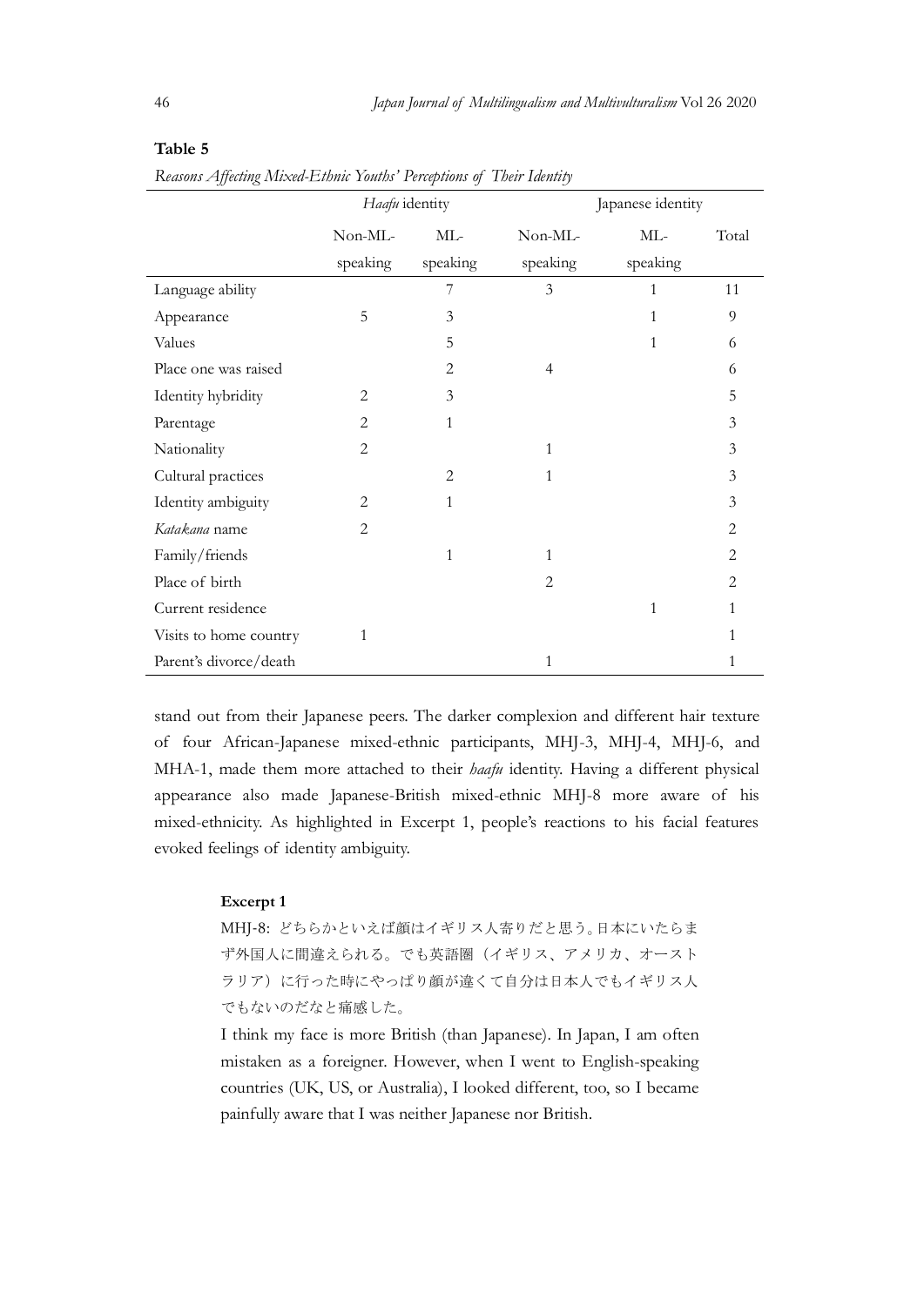**Table 5**

*Reasons Affecting Mixed-Ethnic Youths' Perceptions of Their Identity*

| | *Haafu* identity | | Japanese identity | | |
|---|---|---|---|---|---|
| | Non-ML-speaking | ML-speaking | Non-ML-speaking | ML-speaking | Total |
| Language ability | | 7 | 3 | 1 | 11 |
| Appearance | 5 | 3 | | 1 | 9 |
| Values | | 5 | | 1 | 6 |
| Place one was raised | | 2 | 4 | | 6 |
| Identity hybridity | 2 | 3 | | | 5 |
| Parentage | 2 | 1 | | | 3 |
| Nationality | 2 | | 1 | | 3 |
| Cultural practices | | 2 | 1 | | 3 |
| Identity ambiguity | 2 | 1 | | | 3 |
| *Katakana* name | 2 | | | | 2 |
| Family/friends | | 1 | 1 | | 2 |
| Place of birth | | | 2 | | 2 |
| Current residence | | | | 1 | 1 |
| Visits to home country | 1 | | | | 1 |
| Parent's divorce/death | | | 1 | | 1 |

stand out from their Japanese peers. The darker complexion and different hair texture of four African-Japanese mixed-ethnic participants, MHJ-3, MHJ-4, MHJ-6, and MHA-1, made them more attached to their *haafu* identity. Having a different physical appearance also made Japanese-British mixed-ethnic MHJ-8 more aware of his mixed-ethnicity. As highlighted in Excerpt 1, people's reactions to his facial features evoked feelings of identity ambiguity.

**Excerpt 1**

MHJ-8: どちらかといえば顔はイギリス人寄りだと思う。日本にいたらまず外国人に間違えられる。でも英語圏（イギリス、アメリカ、オーストラリア）に行った時にやっぱり顔が違くて自分は日本人でもイギリス人でもないのだなと痛感した。

I think my face is more British (than Japanese). In Japan, I am often mistaken as a foreigner. However, when I went to English-speaking countries (UK, US, or Australia), I looked different, too, so I became painfully aware that I was neither Japanese nor British.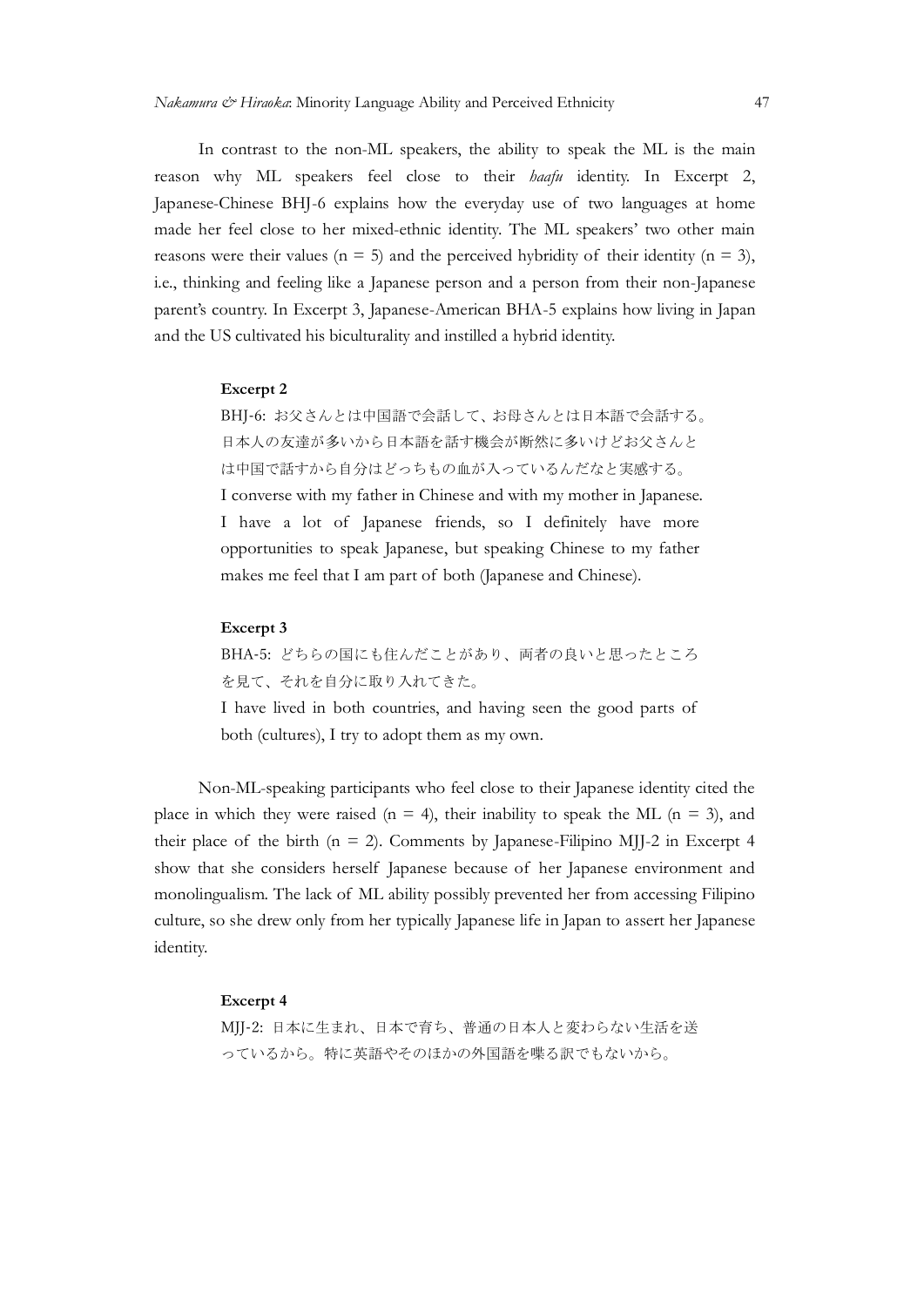In contrast to the non-ML speakers, the ability to speak the ML is the main reason why ML speakers feel close to their *haafu* identity. In Excerpt 2, Japanese-Chinese BHJ-6 explains how the everyday use of two languages at home made her feel close to her mixed-ethnic identity. The ML speakers' two other main reasons were their values (n = 5) and the perceived hybridity of their identity (n = 3), i.e., thinking and feeling like a Japanese person and a person from their non-Japanese parent's country. In Excerpt 3, Japanese-American BHA-5 explains how living in Japan and the US cultivated his biculturality and instilled a hybrid identity.

**Excerpt 2**

BHJ-6: お父さんとは中国語で会話して、お母さんとは日本語で会話する。日本人の友達が多いから日本語を話す機会が断然に多いけどお父さんとは中国で話すから自分はどっちもの血が入っているんだなと実感する。

I converse with my father in Chinese and with my mother in Japanese. I have a lot of Japanese friends, so I definitely have more opportunities to speak Japanese, but speaking Chinese to my father makes me feel that I am part of both (Japanese and Chinese).

**Excerpt 3**

BHA-5: どちらの国にも住んだことがあり、両者の良いと思ったところを見て、それを自分に取り入れてきた。

I have lived in both countries, and having seen the good parts of both (cultures), I try to adopt them as my own.

Non-ML-speaking participants who feel close to their Japanese identity cited the place in which they were raised (n = 4), their inability to speak the ML (n = 3), and their place of the birth (n = 2). Comments by Japanese-Filipino MJJ-2 in Excerpt 4 show that she considers herself Japanese because of her Japanese environment and monolingualism. The lack of ML ability possibly prevented her from accessing Filipino culture, so she drew only from her typically Japanese life in Japan to assert her Japanese identity.

**Excerpt 4**

MJJ-2: 日本に生まれ、日本で育ち、普通の日本人と変わらない生活を送っているから。特に英語やそのほかの外国語を喋る訳でもないから。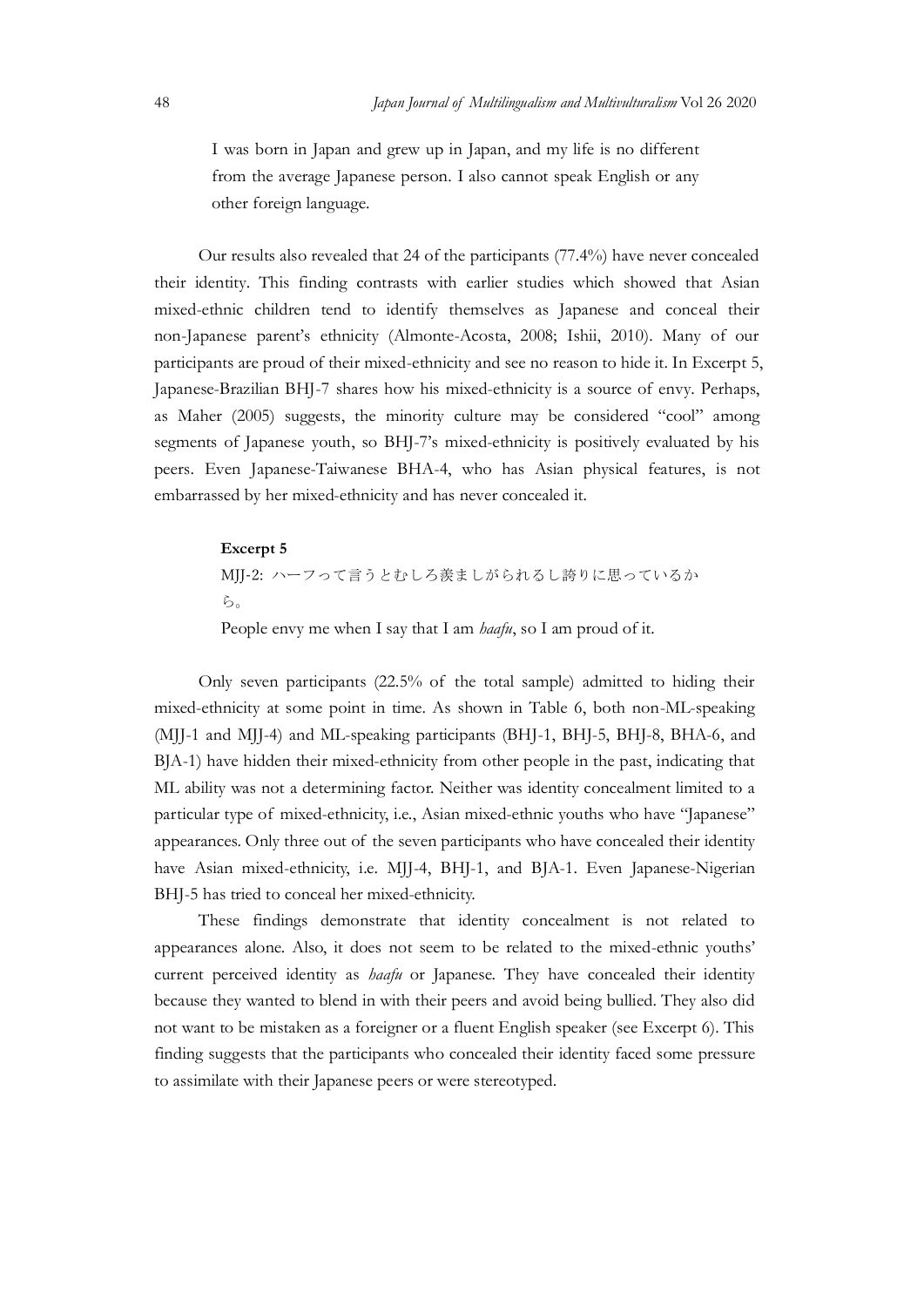I was born in Japan and grew up in Japan, and my life is no different from the average Japanese person. I also cannot speak English or any other foreign language.

Our results also revealed that 24 of the participants (77.4%) have never concealed their identity. This finding contrasts with earlier studies which showed that Asian mixed-ethnic children tend to identify themselves as Japanese and conceal their non-Japanese parent's ethnicity (Almonte-Acosta, 2008; Ishii, 2010). Many of our participants are proud of their mixed-ethnicity and see no reason to hide it. In Excerpt 5, Japanese-Brazilian BHJ-7 shares how his mixed-ethnicity is a source of envy. Perhaps, as Maher (2005) suggests, the minority culture may be considered "cool" among segments of Japanese youth, so BHJ-7's mixed-ethnicity is positively evaluated by his peers. Even Japanese-Taiwanese BHA-4, who has Asian physical features, is not embarrassed by her mixed-ethnicity and has never concealed it.

**Excerpt 5**

MJJ-2: ハーフって言うとむしろ羨ましがられるし誇りに思っているから。

People envy me when I say that I am *haafu*, so I am proud of it.

Only seven participants (22.5% of the total sample) admitted to hiding their mixed-ethnicity at some point in time. As shown in Table 6, both non-ML-speaking (MJJ-1 and MJJ-4) and ML-speaking participants (BHJ-1, BHJ-5, BHJ-8, BHA-6, and BJA-1) have hidden their mixed-ethnicity from other people in the past, indicating that ML ability was not a determining factor. Neither was identity concealment limited to a particular type of mixed-ethnicity, i.e., Asian mixed-ethnic youths who have "Japanese" appearances. Only three out of the seven participants who have concealed their identity have Asian mixed-ethnicity, i.e. MJJ-4, BHJ-1, and BJA-1. Even Japanese-Nigerian BHJ-5 has tried to conceal her mixed-ethnicity.

These findings demonstrate that identity concealment is not related to appearances alone. Also, it does not seem to be related to the mixed-ethnic youths' current perceived identity as *haafu* or Japanese. They have concealed their identity because they wanted to blend in with their peers and avoid being bullied. They also did not want to be mistaken as a foreigner or a fluent English speaker (see Excerpt 6). This finding suggests that the participants who concealed their identity faced some pressure to assimilate with their Japanese peers or were stereotyped.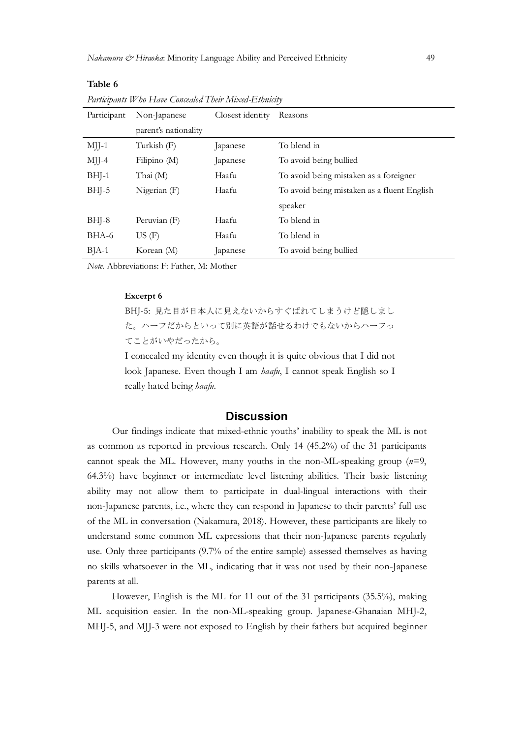**Table 6**

*Participants Who Have Concealed Their Mixed-Ethnicity*

| Participant | Non-Japanese parent's nationality | Closest identity | Reasons |
|---|---|---|---|
| MJJ-1 | Turkish (F) | Japanese | To blend in |
| MJJ-4 | Filipino (M) | Japanese | To avoid being bullied |
| BHJ-1 | Thai (M) | Haafu | To avoid being mistaken as a foreigner |
| BHJ-5 | Nigerian (F) | Haafu | To avoid being mistaken as a fluent English speaker |
| BHJ-8 | Peruvian (F) | Haafu | To blend in |
| BHA-6 | US (F) | Haafu | To blend in |
| BJA-1 | Korean (M) | Japanese | To avoid being bullied |

*Note.* Abbreviations: F: Father, M: Mother

**Excerpt 6**

> BHJ-5: 見た目が日本人に見えないからすぐばれてしまうけど隠しました。ハーフだからといって別に英語が話せるわけでもないからハーフってことがいやだったから。
>
> I concealed my identity even though it is quite obvious that I did not look Japanese. Even though I am *haafu*, I cannot speak English so I really hated being *haafu*.

## Discussion

Our findings indicate that mixed-ethnic youths' inability to speak the ML is not as common as reported in previous research. Only 14 (45.2%) of the 31 participants cannot speak the ML. However, many youths in the non-ML-speaking group ($n$=9, 64.3%) have beginner or intermediate level listening abilities. Their basic listening ability may not allow them to participate in dual-lingual interactions with their non-Japanese parents, i.e., where they can respond in Japanese to their parents' full use of the ML in conversation (Nakamura, 2018). However, these participants are likely to understand some common ML expressions that their non-Japanese parents regularly use. Only three participants (9.7% of the entire sample) assessed themselves as having no skills whatsoever in the ML, indicating that it was not used by their non-Japanese parents at all.

However, English is the ML for 11 out of the 31 participants (35.5%), making ML acquisition easier. In the non-ML-speaking group. Japanese-Ghanaian MHJ-2, MHJ-5, and MJJ-3 were not exposed to English by their fathers but acquired beginner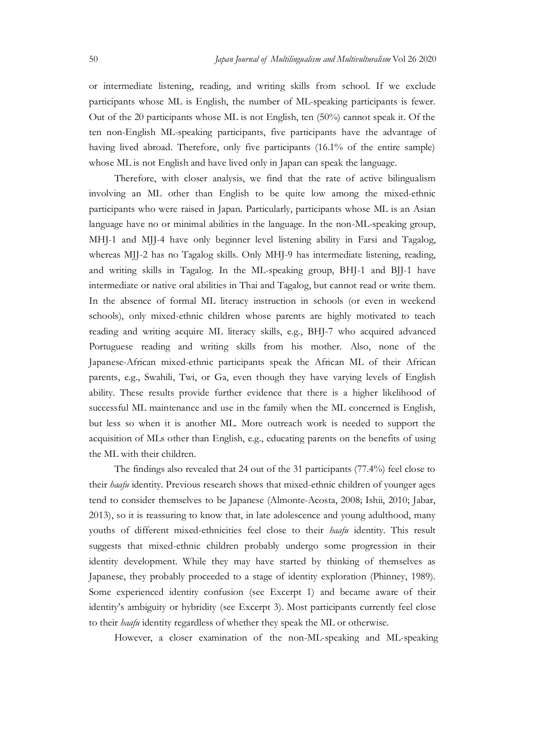or intermediate listening, reading, and writing skills from school. If we exclude participants whose ML is English, the number of ML-speaking participants is fewer. Out of the 20 participants whose ML is not English, ten (50%) cannot speak it. Of the ten non-English ML-speaking participants, five participants have the advantage of having lived abroad. Therefore, only five participants (16.1% of the entire sample) whose ML is not English and have lived only in Japan can speak the language.

Therefore, with closer analysis, we find that the rate of active bilingualism involving an ML other than English to be quite low among the mixed-ethnic participants who were raised in Japan. Particularly, participants whose ML is an Asian language have no or minimal abilities in the language. In the non-ML-speaking group, MHJ-1 and MJJ-4 have only beginner level listening ability in Farsi and Tagalog, whereas MJJ-2 has no Tagalog skills. Only MHJ-9 has intermediate listening, reading, and writing skills in Tagalog. In the ML-speaking group, BHJ-1 and BJJ-1 have intermediate or native oral abilities in Thai and Tagalog, but cannot read or write them. In the absence of formal ML literacy instruction in schools (or even in weekend schools), only mixed-ethnic children whose parents are highly motivated to teach reading and writing acquire ML literacy skills, e.g., BHJ-7 who acquired advanced Portuguese reading and writing skills from his mother. Also, none of the Japanese-African mixed-ethnic participants speak the African ML of their African parents, e.g., Swahili, Twi, or Ga, even though they have varying levels of English ability. These results provide further evidence that there is a higher likelihood of successful ML maintenance and use in the family when the ML concerned is English, but less so when it is another ML. More outreach work is needed to support the acquisition of MLs other than English, e.g., educating parents on the benefits of using the ML with their children.

The findings also revealed that 24 out of the 31 participants (77.4%) feel close to their *haafu* identity. Previous research shows that mixed-ethnic children of younger ages tend to consider themselves to be Japanese (Almonte-Acosta, 2008; Ishii, 2010; Jabar, 2013), so it is reassuring to know that, in late adolescence and young adulthood, many youths of different mixed-ethnicities feel close to their *haafu* identity. This result suggests that mixed-ethnic children probably undergo some progression in their identity development. While they may have started by thinking of themselves as Japanese, they probably proceeded to a stage of identity exploration (Phinney, 1989). Some experienced identity confusion (see Excerpt 1) and became aware of their identity's ambiguity or hybridity (see Excerpt 3). Most participants currently feel close to their *haafu* identity regardless of whether they speak the ML or otherwise.

However, a closer examination of the non-ML-speaking and ML-speaking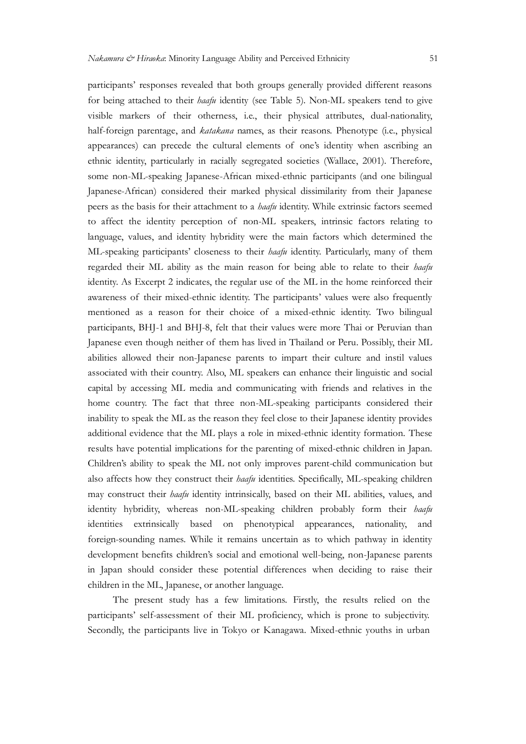participants' responses revealed that both groups generally provided different reasons for being attached to their *haafu* identity (see Table 5). Non-ML speakers tend to give visible markers of their otherness, i.e., their physical attributes, dual-nationality, half-foreign parentage, and *katakana* names, as their reasons. Phenotype (i.e., physical appearances) can precede the cultural elements of one's identity when ascribing an ethnic identity, particularly in racially segregated societies (Wallace, 2001). Therefore, some non-ML-speaking Japanese-African mixed-ethnic participants (and one bilingual Japanese-African) considered their marked physical dissimilarity from their Japanese peers as the basis for their attachment to a *haafu* identity. While extrinsic factors seemed to affect the identity perception of non-ML speakers, intrinsic factors relating to language, values, and identity hybridity were the main factors which determined the ML-speaking participants' closeness to their *haafu* identity. Particularly, many of them regarded their ML ability as the main reason for being able to relate to their *haafu* identity. As Excerpt 2 indicates, the regular use of the ML in the home reinforced their awareness of their mixed-ethnic identity. The participants' values were also frequently mentioned as a reason for their choice of a mixed-ethnic identity. Two bilingual participants, BHJ-1 and BHJ-8, felt that their values were more Thai or Peruvian than Japanese even though neither of them has lived in Thailand or Peru. Possibly, their ML abilities allowed their non-Japanese parents to impart their culture and instil values associated with their country. Also, ML speakers can enhance their linguistic and social capital by accessing ML media and communicating with friends and relatives in the home country. The fact that three non-ML-speaking participants considered their inability to speak the ML as the reason they feel close to their Japanese identity provides additional evidence that the ML plays a role in mixed-ethnic identity formation. These results have potential implications for the parenting of mixed-ethnic children in Japan. Children's ability to speak the ML not only improves parent-child communication but also affects how they construct their *haafu* identities. Specifically, ML-speaking children may construct their *haafu* identity intrinsically, based on their ML abilities, values, and identity hybridity, whereas non-ML-speaking children probably form their *haafu* identities extrinsically based on phenotypical appearances, nationality, and foreign-sounding names. While it remains uncertain as to which pathway in identity development benefits children's social and emotional well-being, non-Japanese parents in Japan should consider these potential differences when deciding to raise their children in the ML, Japanese, or another language.

The present study has a few limitations. Firstly, the results relied on the participants' self-assessment of their ML proficiency, which is prone to subjectivity. Secondly, the participants live in Tokyo or Kanagawa. Mixed-ethnic youths in urban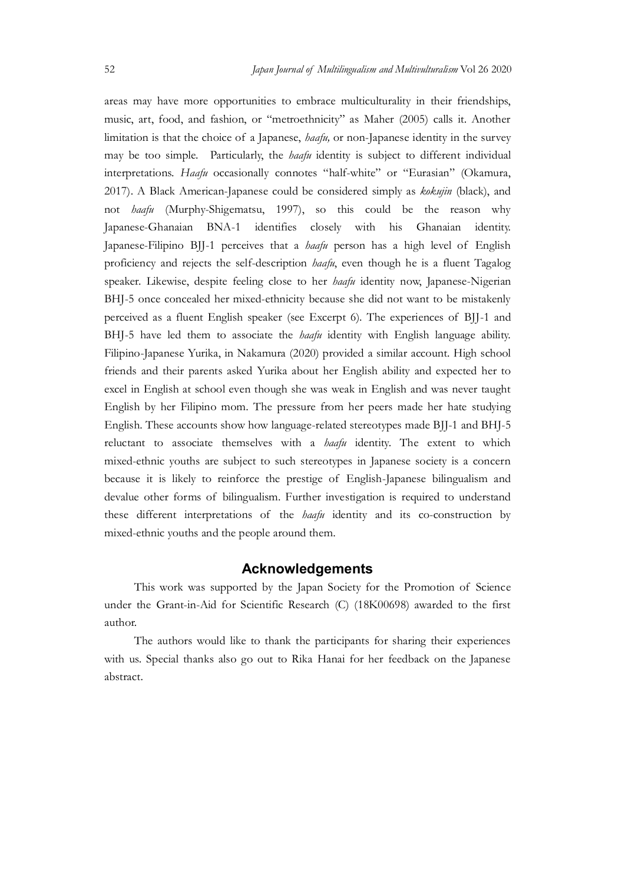areas may have more opportunities to embrace multiculturality in their friendships, music, art, food, and fashion, or "metroethnicity" as Maher (2005) calls it. Another limitation is that the choice of a Japanese, *haafu,* or non-Japanese identity in the survey may be too simple. Particularly, the *haafu* identity is subject to different individual interpretations. *Haafu* occasionally connotes "half-white" or "Eurasian" (Okamura, 2017). A Black American-Japanese could be considered simply as *kokujin* (black), and not *haafu* (Murphy-Shigematsu, 1997), so this could be the reason why Japanese-Ghanaian BNA-1 identifies closely with his Ghanaian identity. Japanese-Filipino BJJ-1 perceives that a *haafu* person has a high level of English proficiency and rejects the self-description *haafu*, even though he is a fluent Tagalog speaker. Likewise, despite feeling close to her *haafu* identity now, Japanese-Nigerian BHJ-5 once concealed her mixed-ethnicity because she did not want to be mistakenly perceived as a fluent English speaker (see Excerpt 6). The experiences of BJJ-1 and BHJ-5 have led them to associate the *haafu* identity with English language ability. Filipino-Japanese Yurika, in Nakamura (2020) provided a similar account. High school friends and their parents asked Yurika about her English ability and expected her to excel in English at school even though she was weak in English and was never taught English by her Filipino mom. The pressure from her peers made her hate studying English. These accounts show how language-related stereotypes made BJJ-1 and BHJ-5 reluctant to associate themselves with a *haafu* identity. The extent to which mixed-ethnic youths are subject to such stereotypes in Japanese society is a concern because it is likely to reinforce the prestige of English-Japanese bilingualism and devalue other forms of bilingualism. Further investigation is required to understand these different interpretations of the *haafu* identity and its co-construction by mixed-ethnic youths and the people around them.

## Acknowledgements

This work was supported by the Japan Society for the Promotion of Science under the Grant-in-Aid for Scientific Research (C) (18K00698) awarded to the first author.

The authors would like to thank the participants for sharing their experiences with us. Special thanks also go out to Rika Hanai for her feedback on the Japanese abstract.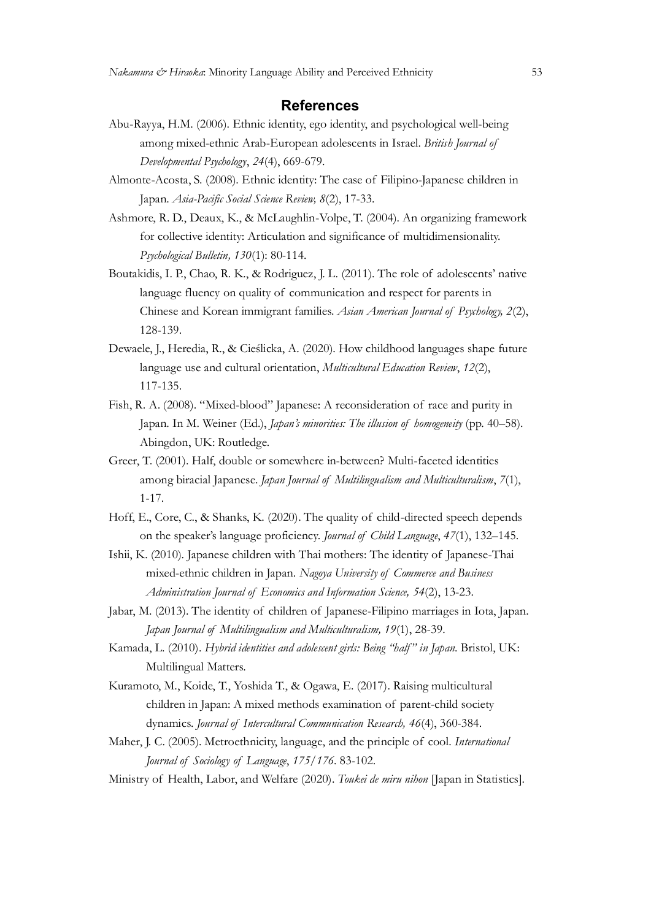## References

Abu-Rayya, H.M. (2006). Ethnic identity, ego identity, and psychological well-being among mixed-ethnic Arab-European adolescents in Israel. *British Journal of Developmental Psychology*, *24*(4), 669-679.

Almonte-Acosta, S. (2008). Ethnic identity: The case of Filipino-Japanese children in Japan. *Asia-Pacific Social Science Review, 8*(2), 17-33.

Ashmore, R. D., Deaux, K., & McLaughlin-Volpe, T. (2004). An organizing framework for collective identity: Articulation and significance of multidimensionality. *Psychological Bulletin, 130*(1): 80-114.

Boutakidis, I. P., Chao, R. K., & Rodriguez, J. L. (2011). The role of adolescents' native language fluency on quality of communication and respect for parents in Chinese and Korean immigrant families. *Asian American Journal of Psychology, 2*(2), 128-139.

Dewaele, J., Heredia, R., & Cieślicka, A. (2020). How childhood languages shape future language use and cultural orientation, *Multicultural Education Review*, *12*(2), 117-135.

Fish, R. A. (2008). "Mixed-blood" Japanese: A reconsideration of race and purity in Japan. In M. Weiner (Ed.), *Japan's minorities: The illusion of homogeneity* (pp. 40–58). Abingdon, UK: Routledge.

Greer, T. (2001). Half, double or somewhere in-between? Multi-faceted identities among biracial Japanese. *Japan Journal of Multilingualism and Multiculturalism*, *7*(1), 1-17.

Hoff, E., Core, C., & Shanks, K. (2020). The quality of child-directed speech depends on the speaker's language proficiency. *Journal of Child Language*, *47*(1), 132–145.

Ishii, K. (2010). Japanese children with Thai mothers: The identity of Japanese-Thai mixed-ethnic children in Japan. *Nagoya University of Commerce and Business Administration Journal of Economics and Information Science, 54*(2), 13-23.

Jabar, M. (2013). The identity of children of Japanese-Filipino marriages in Iota, Japan. *Japan Journal of Multilingualism and Multiculturalism, 19*(1), 28-39.

Kamada, L. (2010). *Hybrid identities and adolescent girls: Being "half" in Japan.* Bristol, UK: Multilingual Matters.

Kuramoto, M., Koide, T., Yoshida T., & Ogawa, E. (2017). Raising multicultural children in Japan: A mixed methods examination of parent-child society dynamics. *Journal of Intercultural Communication Research, 46*(4), 360-384.

Maher, J. C. (2005). Metroethnicity, language, and the principle of cool. *International Journal of Sociology of Language*, *175/176*. 83-102.

Ministry of Health, Labor, and Welfare (2020). *Toukei de miru nihon* [Japan in Statistics].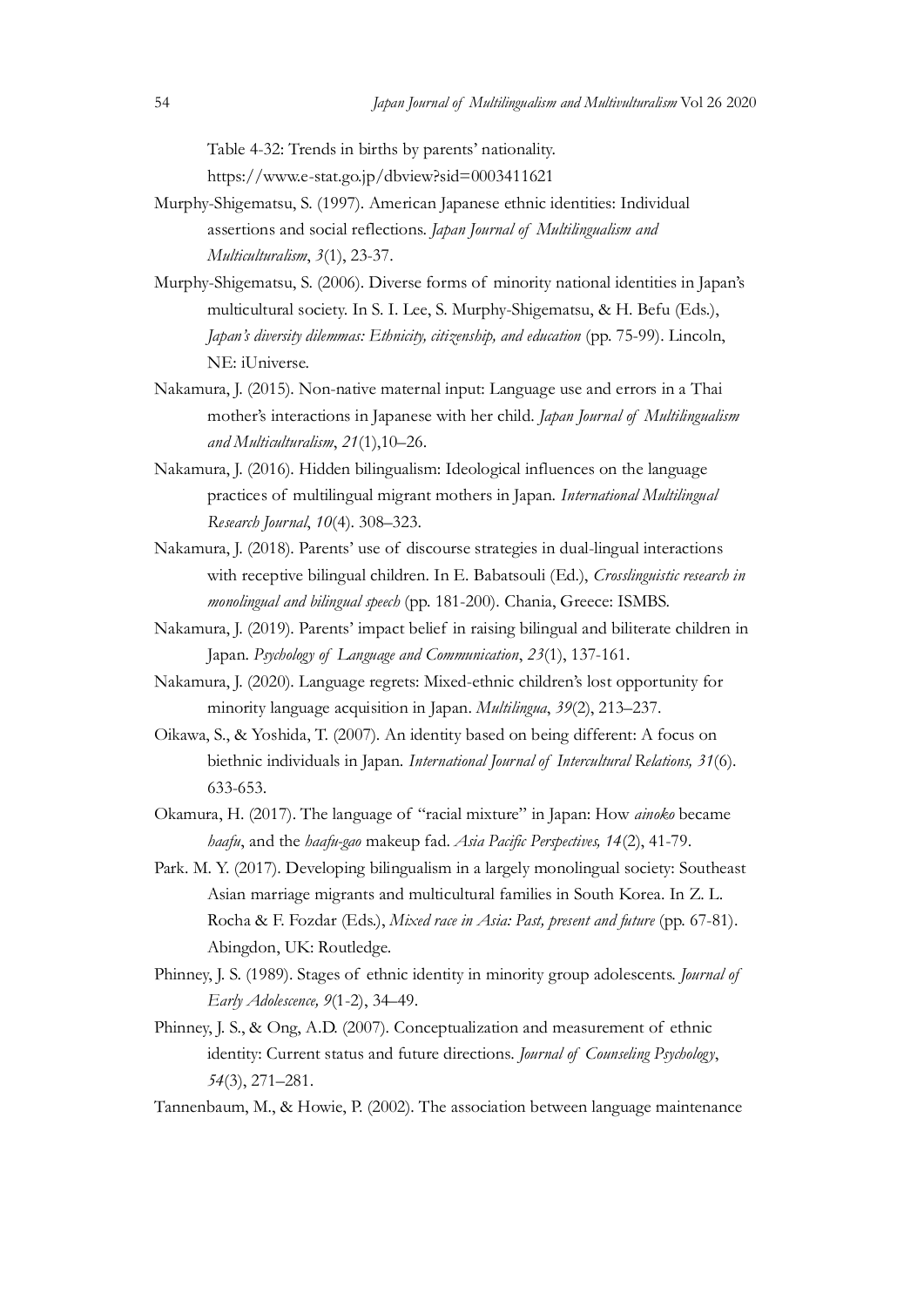Table 4-32: Trends in births by parents' nationality. https://www.e-stat.go.jp/dbview?sid=0003411621

Murphy-Shigematsu, S. (1997). American Japanese ethnic identities: Individual assertions and social reflections. *Japan Journal of Multilingualism and Multiculturalism*, *3*(1), 23-37.

Murphy-Shigematsu, S. (2006). Diverse forms of minority national identities in Japan's multicultural society. In S. I. Lee, S. Murphy-Shigematsu, & H. Befu (Eds.), *Japan's diversity dilemmas: Ethnicity, citizenship, and education* (pp. 75-99). Lincoln, NE: iUniverse.

Nakamura, J. (2015). Non-native maternal input: Language use and errors in a Thai mother's interactions in Japanese with her child. *Japan Journal of Multilingualism and Multiculturalism*, *21*(1),10–26.

Nakamura, J. (2016). Hidden bilingualism: Ideological influences on the language practices of multilingual migrant mothers in Japan. *International Multilingual Research Journal*, *10*(4). 308–323.

Nakamura, J. (2018). Parents' use of discourse strategies in dual-lingual interactions with receptive bilingual children. In E. Babatsouli (Ed.), *Crosslinguistic research in monolingual and bilingual speech* (pp. 181-200). Chania, Greece: ISMBS.

Nakamura, J. (2019). Parents' impact belief in raising bilingual and biliterate children in Japan. *Psychology of Language and Communication*, *23*(1), 137-161.

Nakamura, J. (2020). Language regrets: Mixed-ethnic children's lost opportunity for minority language acquisition in Japan. *Multilingua*, *39*(2), 213–237.

Oikawa, S., & Yoshida, T. (2007). An identity based on being different: A focus on biethnic individuals in Japan. *International Journal of Intercultural Relations, 31*(6). 633-653.

Okamura, H. (2017). The language of "racial mixture" in Japan: How *ainoko* became *haafu*, and the *haafu-gao* makeup fad. *Asia Pacific Perspectives, 14*(2), 41-79.

Park. M. Y. (2017). Developing bilingualism in a largely monolingual society: Southeast Asian marriage migrants and multicultural families in South Korea. In Z. L. Rocha & F. Fozdar (Eds.), *Mixed race in Asia: Past, present and future* (pp. 67-81). Abingdon, UK: Routledge.

Phinney, J. S. (1989). Stages of ethnic identity in minority group adolescents. *Journal of Early Adolescence, 9*(1-2), 34–49.

Phinney, J. S., & Ong, A.D. (2007). Conceptualization and measurement of ethnic identity: Current status and future directions. *Journal of Counseling Psychology*, *54*(3), 271–281.

Tannenbaum, M., & Howie, P. (2002). The association between language maintenance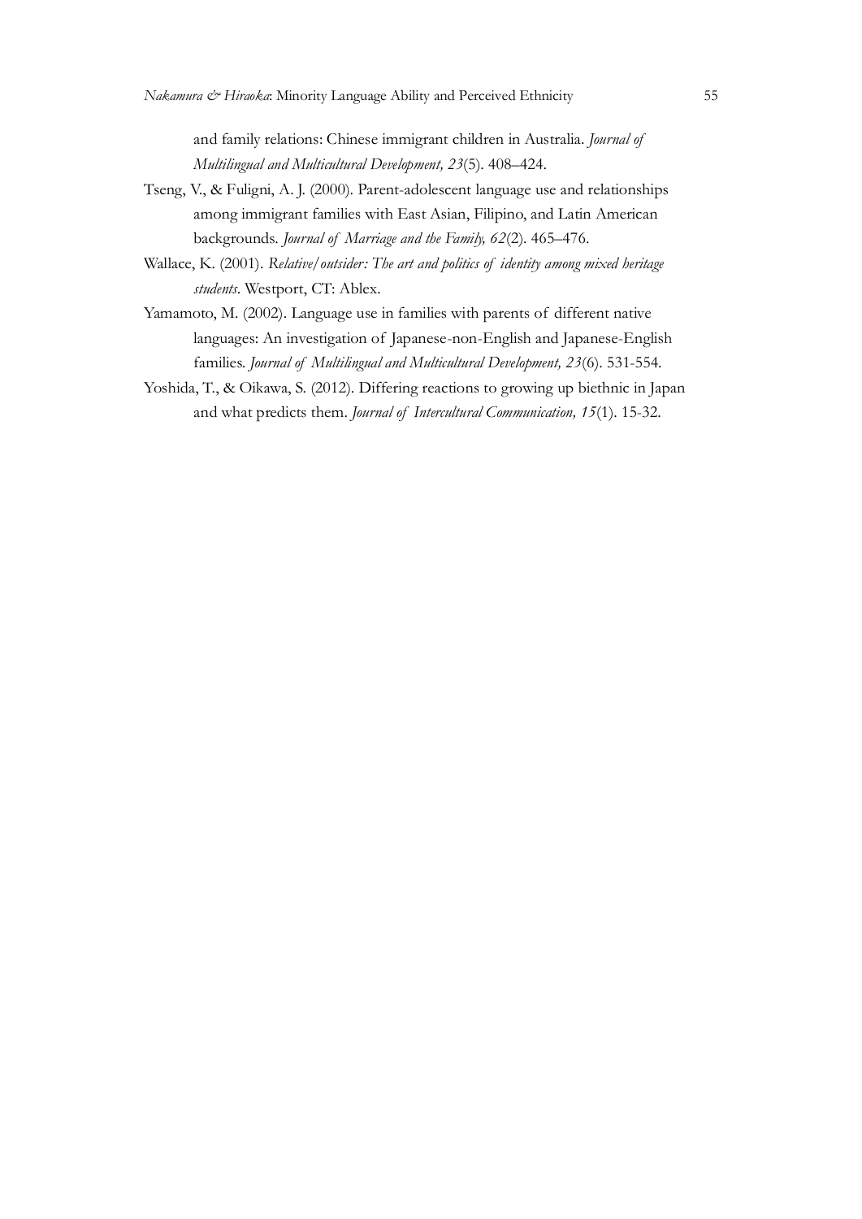and family relations: Chinese immigrant children in Australia. *Journal of Multilingual and Multicultural Development, 23*(5). 408–424.

Tseng, V., & Fuligni, A. J. (2000). Parent-adolescent language use and relationships among immigrant families with East Asian, Filipino, and Latin American backgrounds. *Journal of Marriage and the Family, 62*(2). 465–476.

Wallace, K. (2001). *Relative/outsider: The art and politics of identity among mixed heritage students*. Westport, CT: Ablex.

Yamamoto, M. (2002). Language use in families with parents of different native languages: An investigation of Japanese-non-English and Japanese-English families. *Journal of Multilingual and Multicultural Development, 23*(6). 531-554.

Yoshida, T., & Oikawa, S. (2012). Differing reactions to growing up biethnic in Japan and what predicts them. *Journal of Intercultural Communication, 15*(1). 15-32.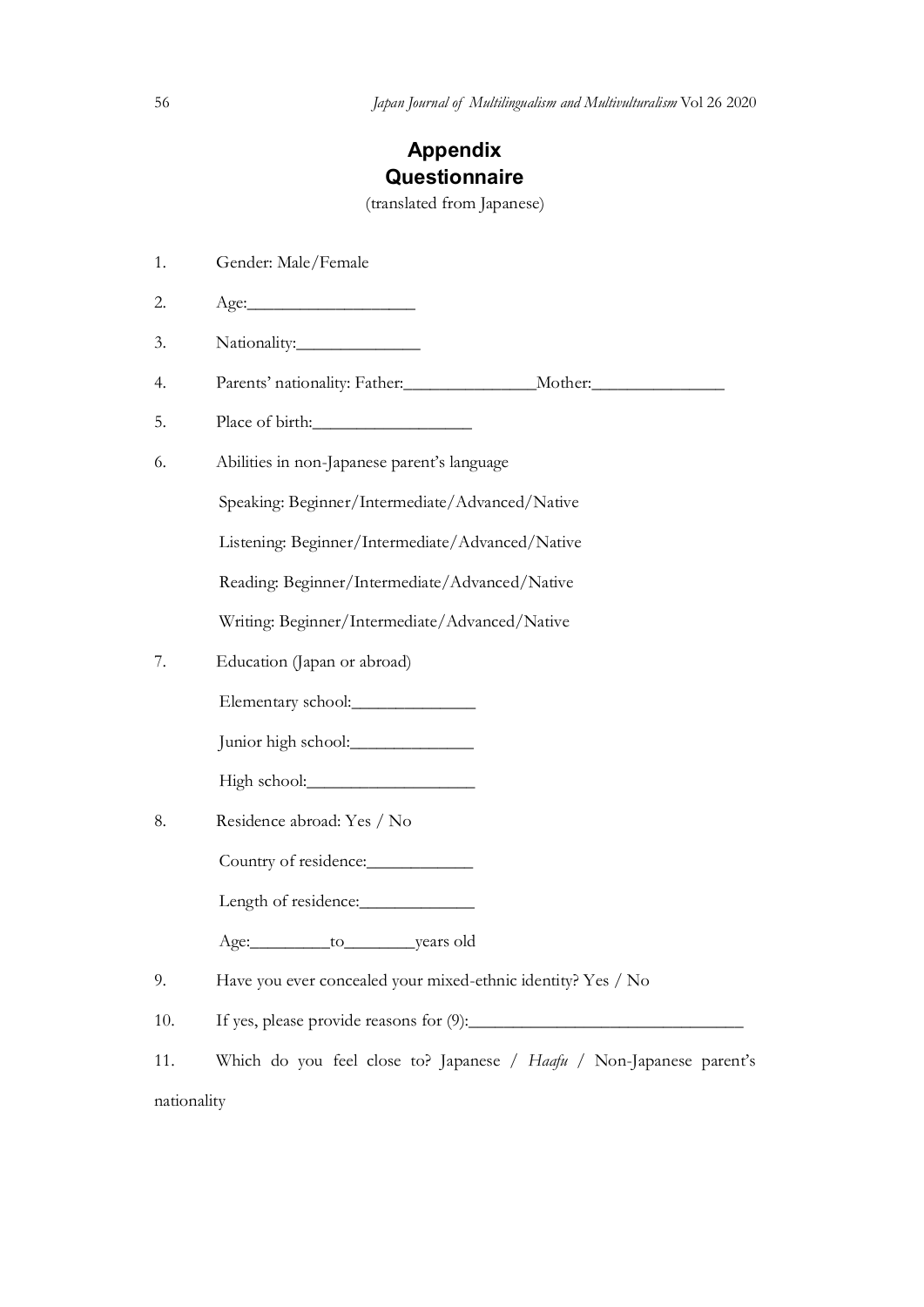# Appendix
# Questionnaire

(translated from Japanese)

1. Gender: Male/Female
2. Age:___________________
3. Nationality:______________
4. Parents' nationality: Father:_______________Mother:_______________
5. Place of birth:__________________
6. Abilities in non-Japanese parent's language

   Speaking: Beginner/Intermediate/Advanced/Native

   Listening: Beginner/Intermediate/Advanced/Native

   Reading: Beginner/Intermediate/Advanced/Native

   Writing: Beginner/Intermediate/Advanced/Native
7. Education (Japan or abroad)

   Elementary school:______________

   Junior high school:______________

   High school:___________________
8. Residence abroad: Yes / No

   Country of residence:____________

   Length of residence:_____________

   Age:_________to________years old
9. Have you ever concealed your mixed-ethnic identity? Yes / No
10. If yes, please provide reasons for (9):________________________________
11. Which do you feel close to? Japanese / *Haafu* / Non-Japanese parent's nationality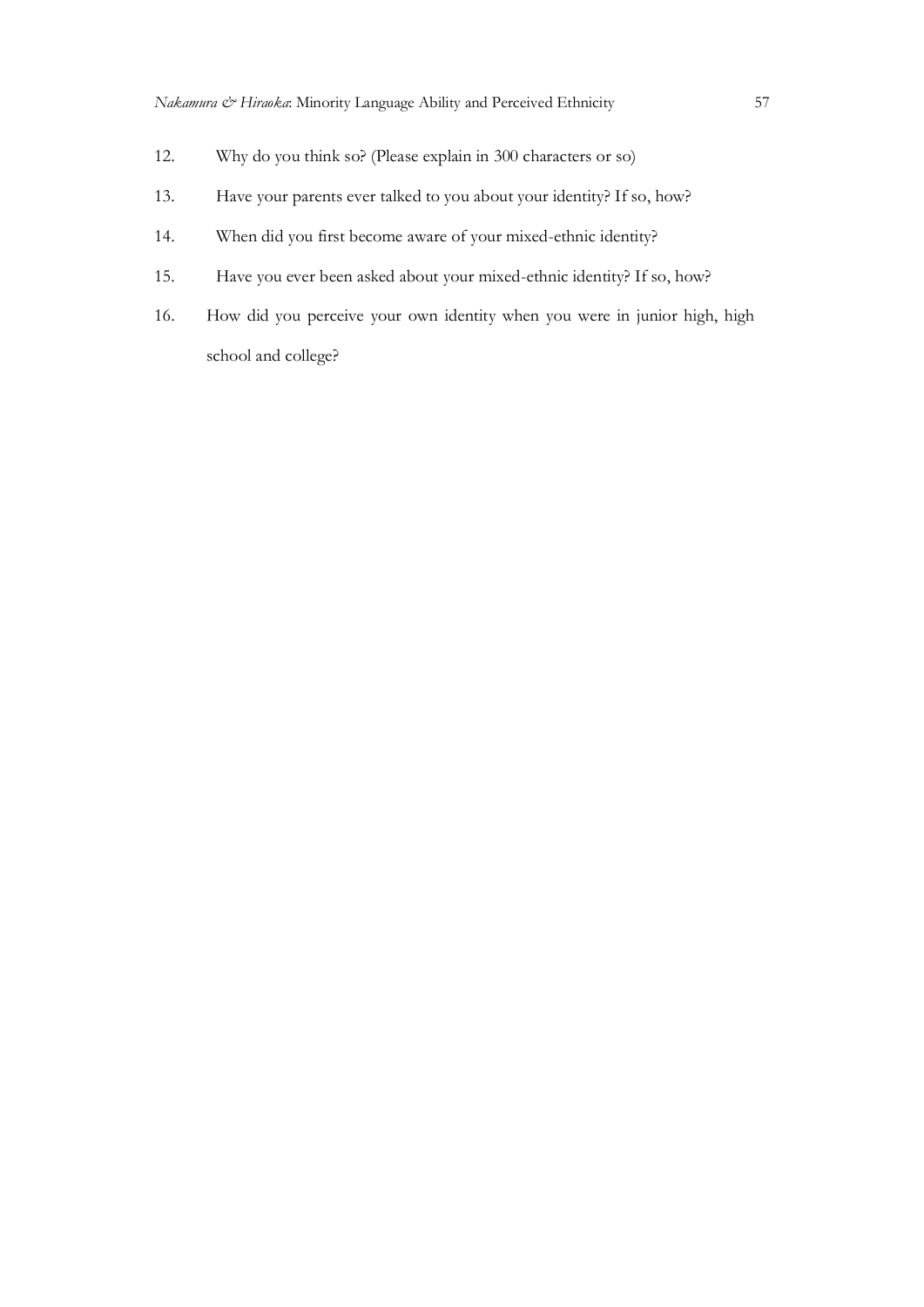12. Why do you think so? (Please explain in 300 characters or so)
13. Have your parents ever talked to you about your identity? If so, how?
14. When did you first become aware of your mixed-ethnic identity?
15. Have you ever been asked about your mixed-ethnic identity? If so, how?
16. How did you perceive your own identity when you were in junior high, high school and college?